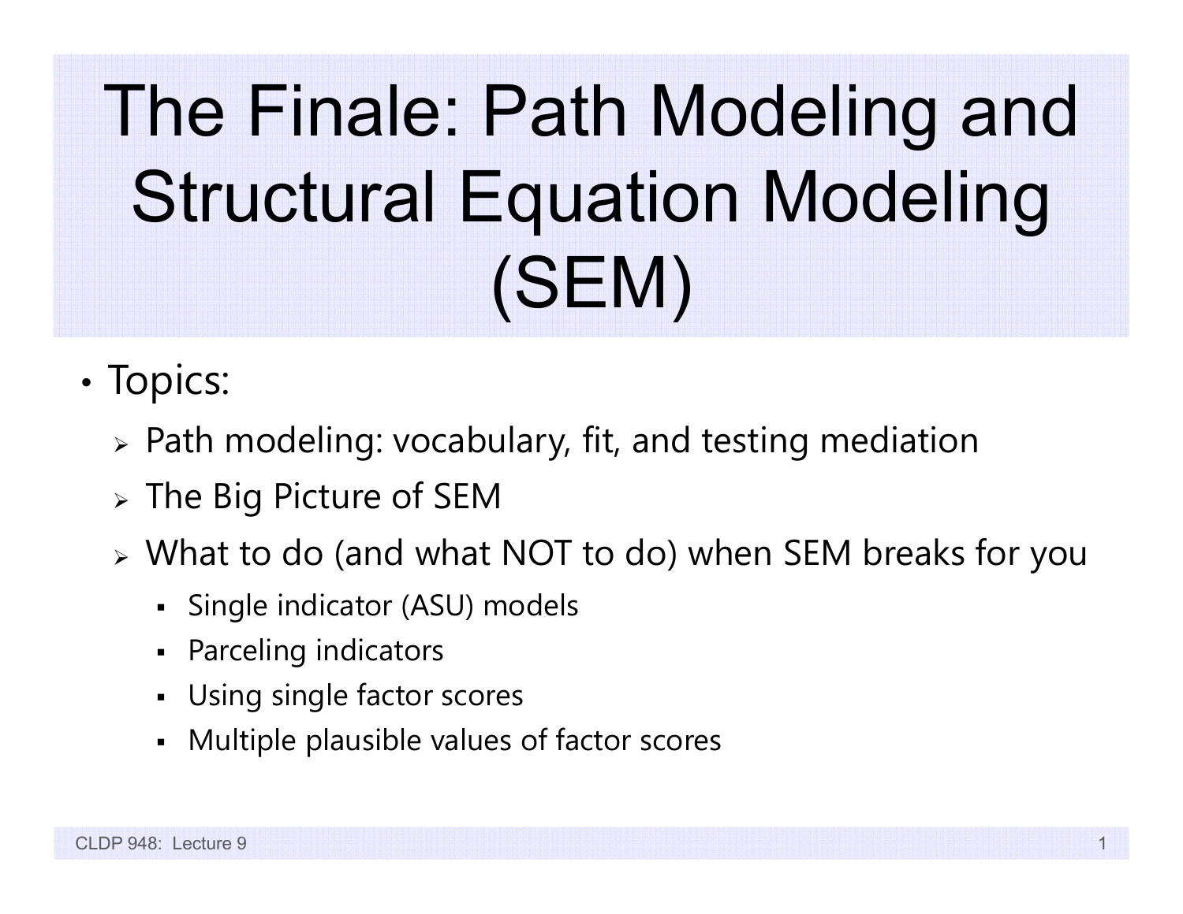# The Finale: Path Modeling and Structural Equation Modeling (SEM)

- Topics:
  - Path modeling: vocabulary, fit, and testing mediation
  - The Big Picture of SEM
  - What to do (and what NOT to do) when SEM breaks for you
    - Single indicator (ASU) models
    - Parceling indicators
    - Using single factor scores
    - Multiple plausible values of factor scores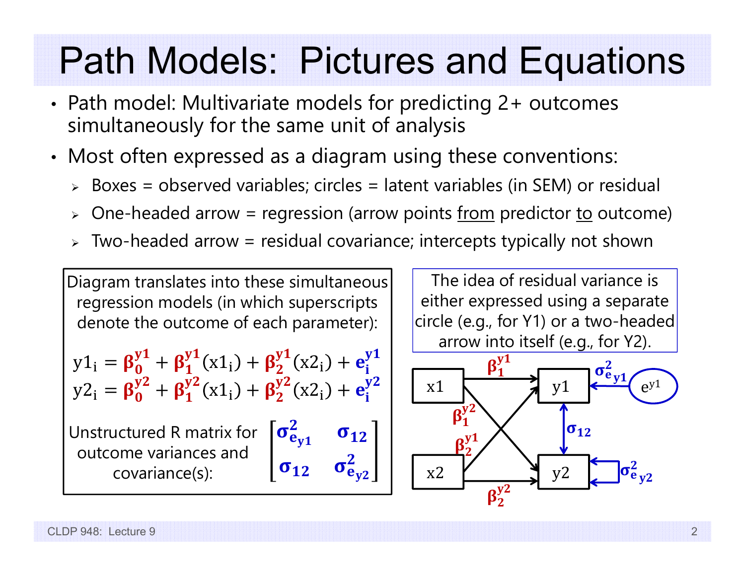# Path Models: Pictures and Equations

- Path model: Multivariate models for predicting 2+ outcomes simultaneously for the same unit of analysis
- Most often expressed as a diagram using these conventions:
  - Boxes = observed variables; circles = latent variables (in SEM) or residual
  - One-headed arrow = regression (arrow points from predictor to outcome)
  - Two-headed arrow = residual covariance; intercepts typically not shown

Diagram translates into these simultaneous regression models (in which superscripts denote the outcome of each parameter):

$$y1_i = \beta_0^{y1} + \beta_1^{y1}(x1_i) + \beta_2^{y1}(x2_i) + e_i^{y1}$$
$$y2_i = \beta_0^{y2} + \beta_1^{y2}(x1_i) + \beta_2^{y2}(x2_i) + e_i^{y2}$$

Unstructured R matrix for outcome variances and covariance(s):

$$\begin{bmatrix} \sigma^2_{e_{y1}} & \sigma_{12} \\ \sigma_{12} & \sigma^2_{e_{y2}} \end{bmatrix}$$

The idea of residual variance is either expressed using a separate circle (e.g., for Y1) or a two-headed arrow into itself (e.g., for Y2).

Diagram: x1 → y1 ($\beta_1^{y1}$), x1 → y2 ($\beta_1^{y2}$), x2 → y1 ($\beta_2^{y1}$), x2 → y2 ($\beta_2^{y2}$); $e^{y1}$ → y1 ($\sigma^2_{e_{y1}}$); y1 ↔ y2 ($\sigma_{12}$); y2 ↔ y2 ($\sigma^2_{e_{y2}}$)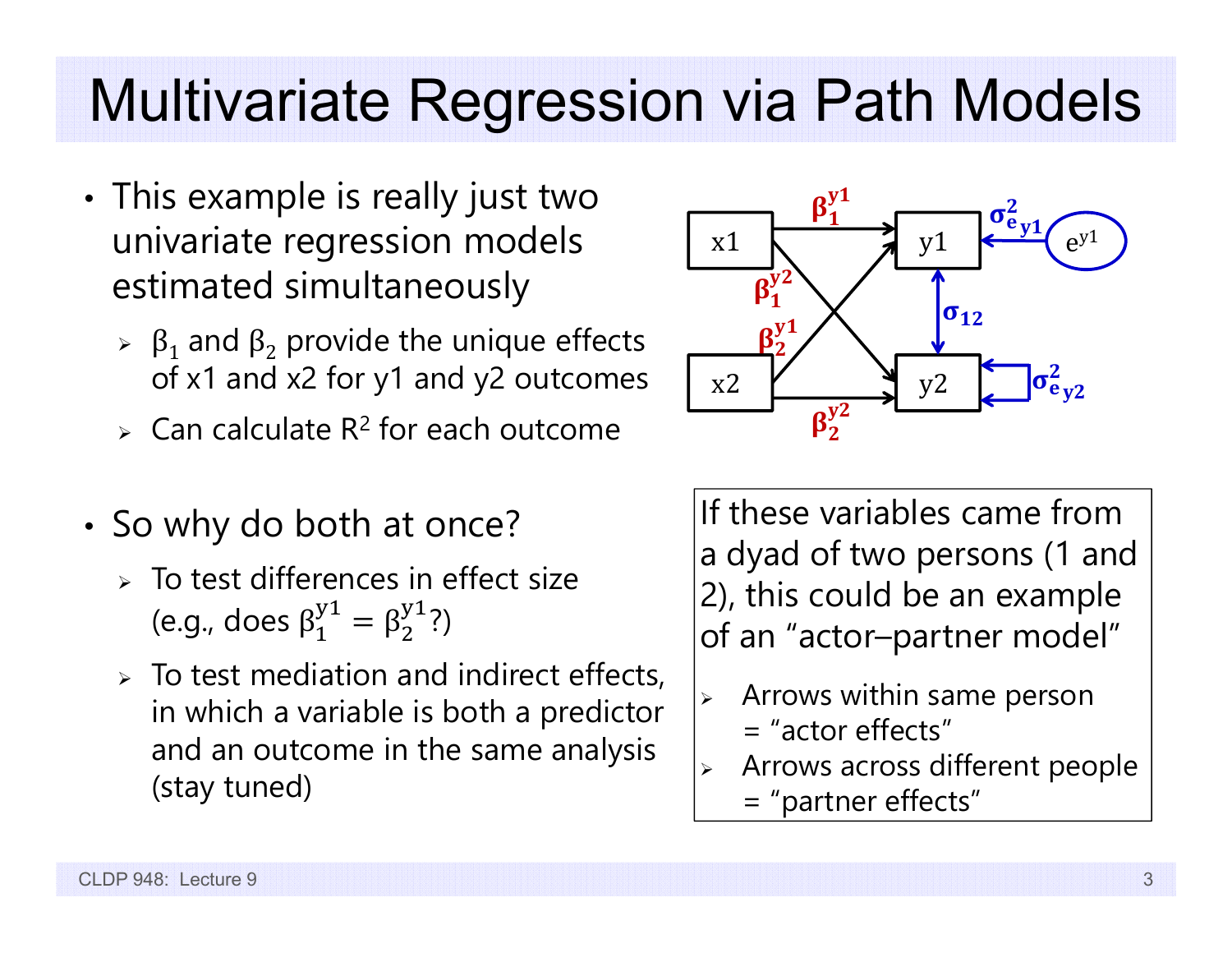# Multivariate Regression via Path Models

- This example is really just two univariate regression models estimated simultaneously
  - $\beta_1$ and $\beta_2$ provide the unique effects of x1 and x2 for y1 and y2 outcomes
  - Can calculate $R^2$ for each outcome

- So why do both at once?
  - To test differences in effect size (e.g., does $\beta_1^{y1} = \beta_2^{y1}$?)
  - To test mediation and indirect effects, in which a variable is both a predictor and an outcome in the same analysis (stay tuned)

If these variables came from a dyad of two persons (1 and 2), this could be an example of an "actor–partner model"

- Arrows within same person = "actor effects"
- Arrows across different people = "partner effects"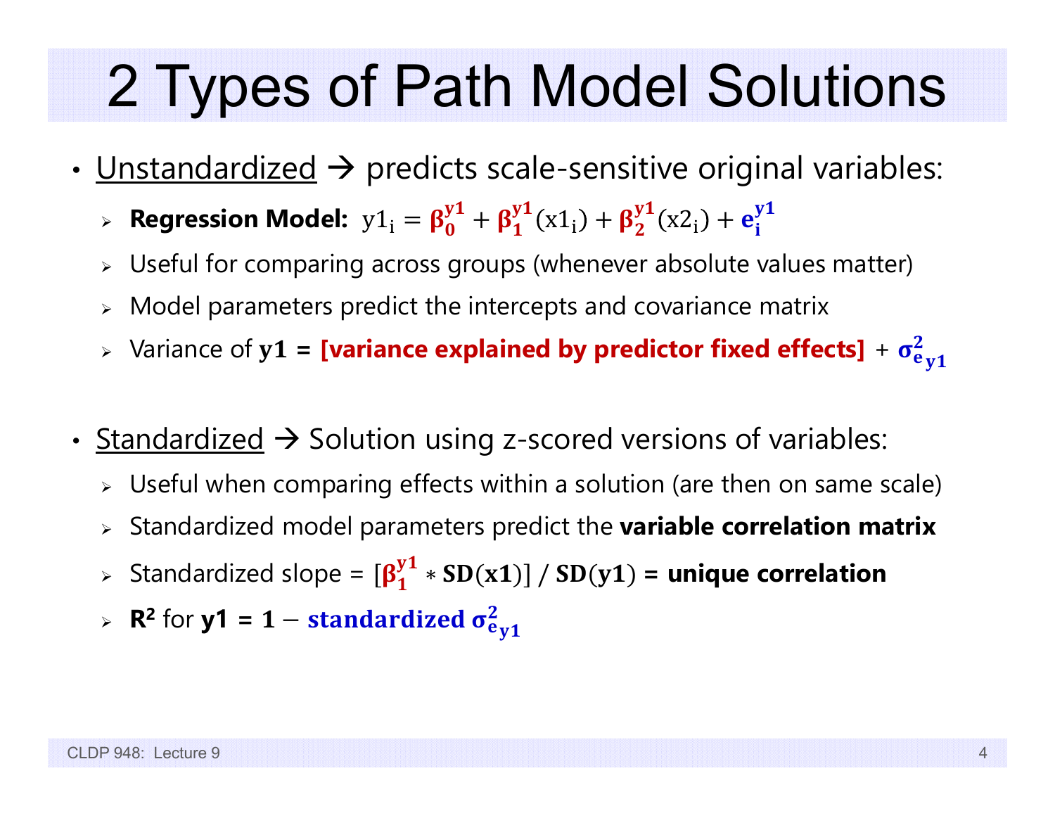# 2 Types of Path Model Solutions

- Unstandardized → predicts scale-sensitive original variables:
  - **Regression Model:** $y1_i = \beta_0^{y1} + \beta_1^{y1}(x1_i) + \beta_2^{y1}(x2_i) + e_i^{y1}$
  - Useful for comparing across groups (whenever absolute values matter)
  - Model parameters predict the intercepts and covariance matrix
  - Variance of $\mathbf{y1}$ = **[variance explained by predictor fixed effects]** + $\sigma^2_{e_{y1}}$

- Standardized → Solution using z-scored versions of variables:
  - Useful when comparing effects within a solution (are then on same scale)
  - Standardized model parameters predict the **variable correlation matrix**
  - Standardized slope = $[\beta_1^{y1} * \mathbf{SD}(\mathbf{x1})] \,/\, \mathbf{SD}(\mathbf{y1})$ = **unique correlation**
  - **$R^2$** for **y1** = $\mathbf{1} - \textbf{standardized } \sigma^2_{e_{y1}}$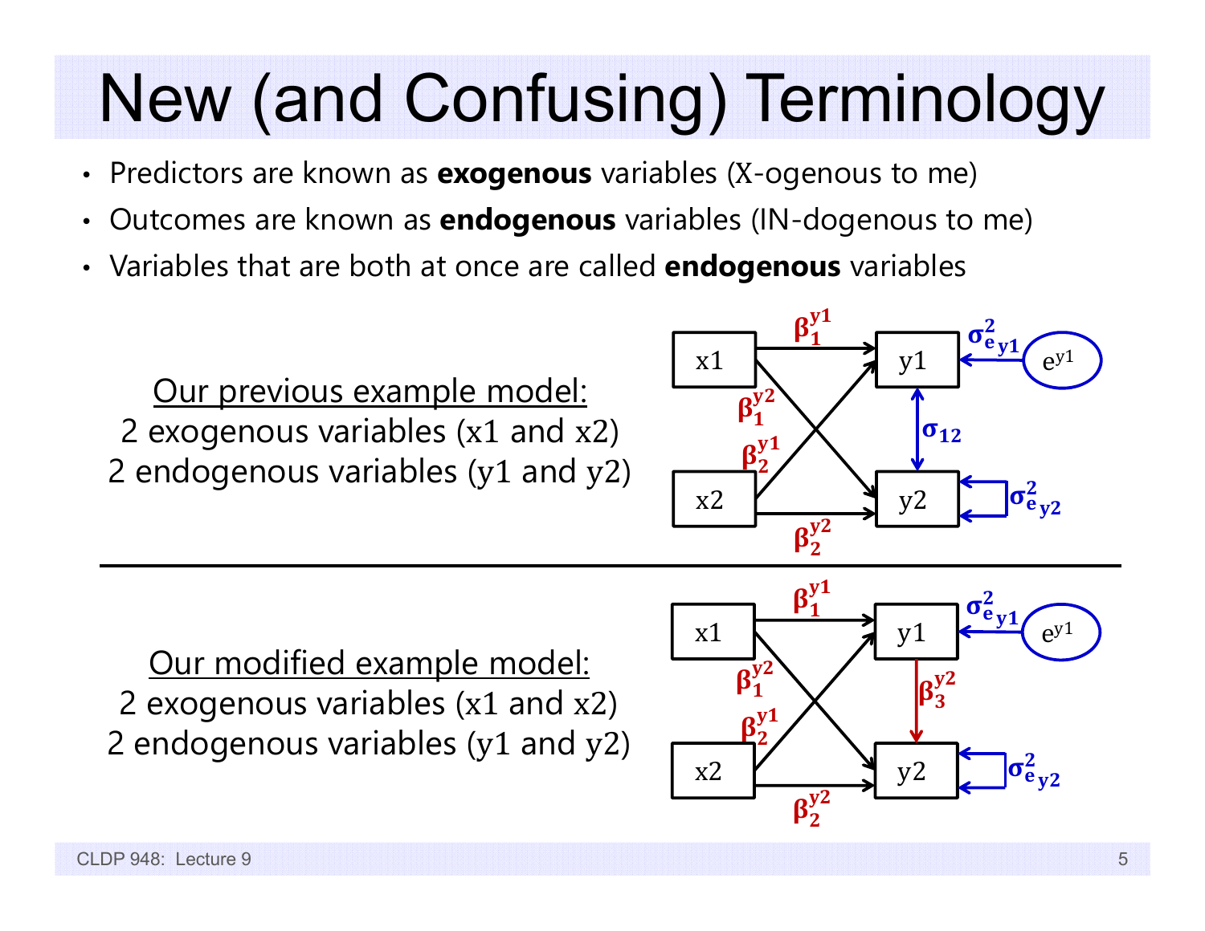# New (and Confusing) Terminology

- Predictors are known as **exogenous** variables (X-ogenous to me)
- Outcomes are known as **endogenous** variables (IN-dogenous to me)
- Variables that are both at once are called **endogenous** variables

Our previous example model:
2 exogenous variables (x1 and x2)
2 endogenous variables (y1 and y2)

Our modified example model:
2 exogenous variables (x1 and x2)
2 endogenous variables (y1 and y2)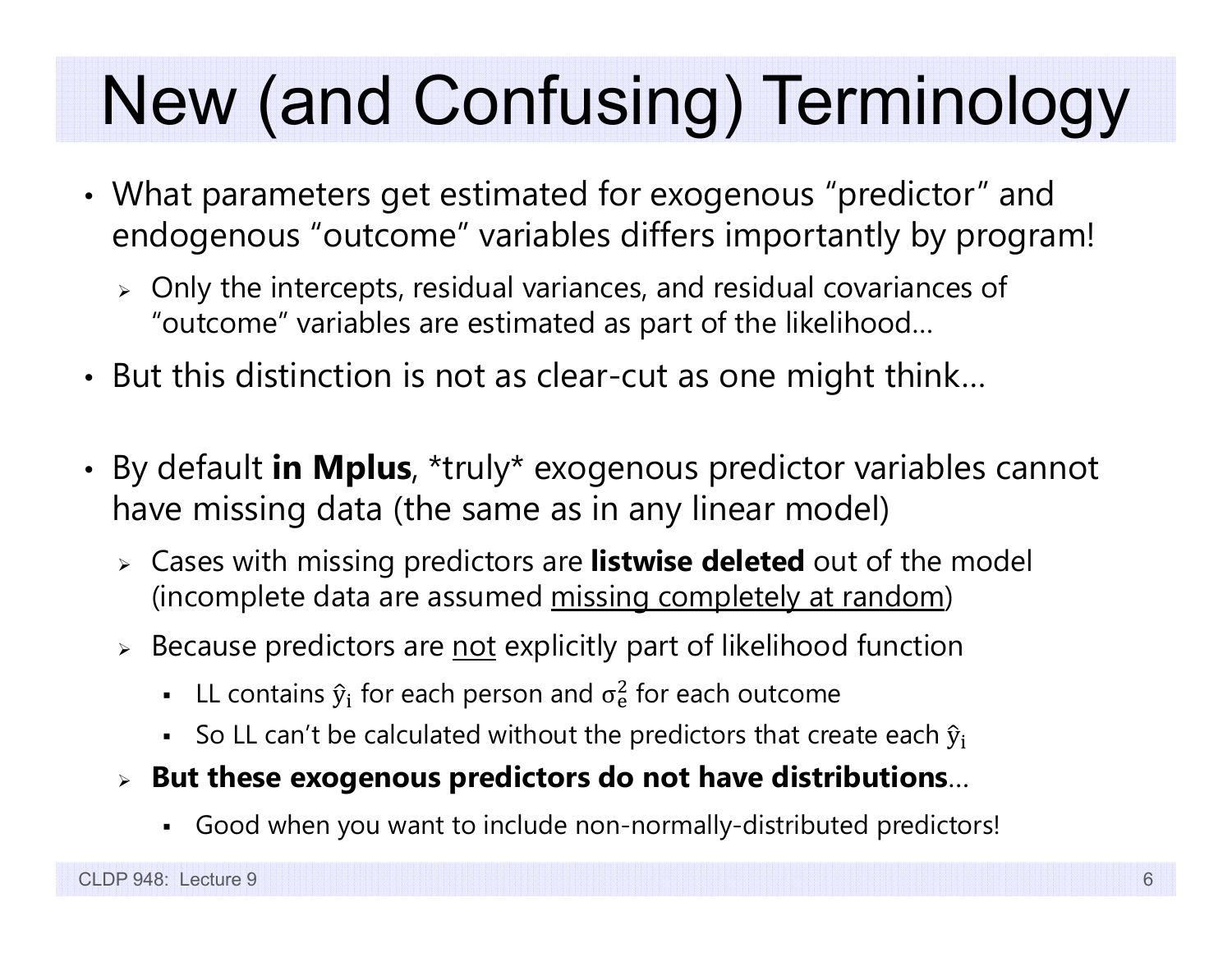# New (and Confusing) Terminology

- What parameters get estimated for exogenous "predictor" and endogenous "outcome" variables differs importantly by program!
  - Only the intercepts, residual variances, and residual covariances of "outcome" variables are estimated as part of the likelihood…
- But this distinction is not as clear-cut as one might think…

- By default **in Mplus**, *truly* exogenous predictor variables cannot have missing data (the same as in any linear model)
  - Cases with missing predictors are **listwise deleted** out of the model (incomplete data are assumed <u>missing completely at random</u>)
  - Because predictors are <u>not</u> explicitly part of likelihood function
    - LL contains $\hat{y}_i$ for each person and $\sigma_e^2$ for each outcome
    - So LL can't be calculated without the predictors that create each $\hat{y}_i$
  - **But these exogenous predictors do not have distributions**…
    - Good when you want to include non-normally-distributed predictors!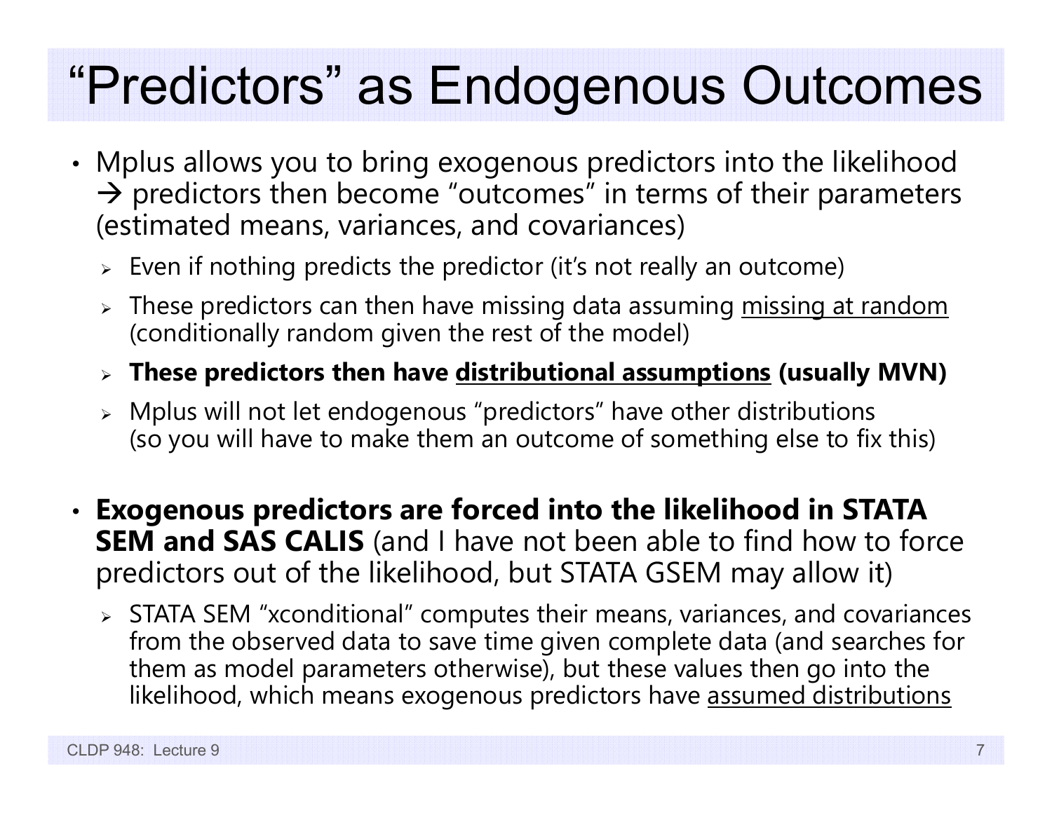# "Predictors" as Endogenous Outcomes

- Mplus allows you to bring exogenous predictors into the likelihood → predictors then become "outcomes" in terms of their parameters (estimated means, variances, and covariances)
  - Even if nothing predicts the predictor (it's not really an outcome)
  - These predictors can then have missing data assuming <u>missing at random</u> (conditionally random given the rest of the model)
  - **These predictors then have <u>distributional assumptions</u> (usually MVN)**
  - Mplus will not let endogenous "predictors" have other distributions (so you will have to make them an outcome of something else to fix this)

- **Exogenous predictors are forced into the likelihood in STATA SEM and SAS CALIS** (and I have not been able to find how to force predictors out of the likelihood, but STATA GSEM may allow it)
  - STATA SEM "xconditional" computes their means, variances, and covariances from the observed data to save time given complete data (and searches for them as model parameters otherwise), but these values then go into the likelihood, which means exogenous predictors have <u>assumed distributions</u>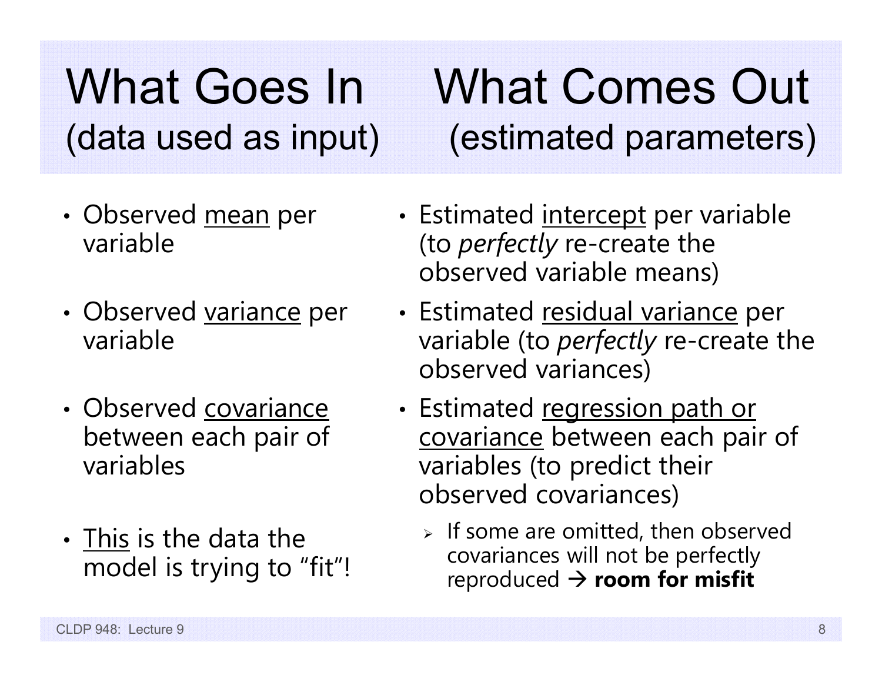# What Goes In (data used as input) / What Comes Out (estimated parameters)

## What Goes In (data used as input)

- Observed <u>mean</u> per variable
- Observed <u>variance</u> per variable
- Observed <u>covariance</u> between each pair of variables
- <u>This</u> is the data the model is trying to "fit"!

## What Comes Out (estimated parameters)

- Estimated <u>intercept</u> per variable (to *perfectly* re-create the observed variable means)
- Estimated <u>residual variance</u> per variable (to *perfectly* re-create the observed variances)
- Estimated <u>regression path or covariance</u> between each pair of variables (to predict their observed covariances)
  - If some are omitted, then observed covariances will not be perfectly reproduced → **room for misfit**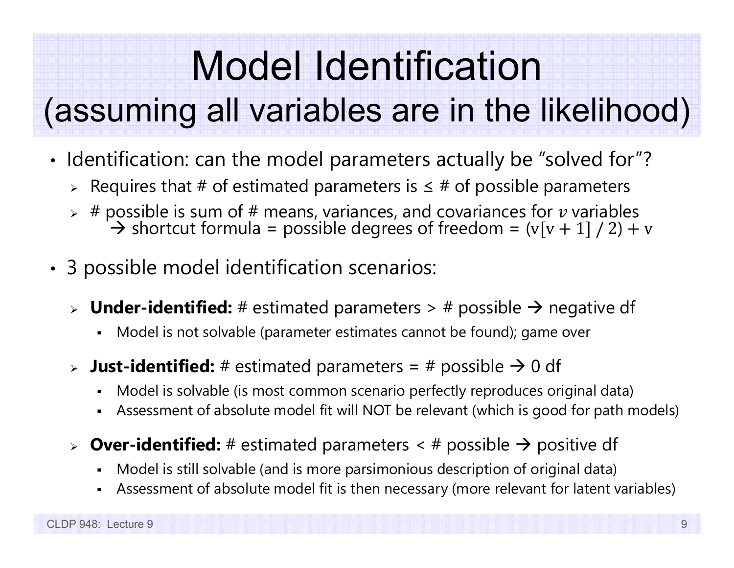# Model Identification (assuming all variables are in the likelihood)

- Identification: can the model parameters actually be "solved for"?
  - Requires that # of estimated parameters is ≤ # of possible parameters
  - # possible is sum of # means, variances, and covariances for $v$ variables → shortcut formula = possible degrees of freedom = $(\text{v}[\text{v}+1]\ /\ 2)+\text{v}$

- 3 possible model identification scenarios:
  - **Under-identified:** # estimated parameters > # possible → negative df
    - Model is not solvable (parameter estimates cannot be found); game over
  - **Just-identified:** # estimated parameters = # possible → 0 df
    - Model is solvable (is most common scenario perfectly reproduces original data)
    - Assessment of absolute model fit will NOT be relevant (which is good for path models)
  - **Over-identified:** # estimated parameters < # possible → positive df
    - Model is still solvable (and is more parsimonious description of original data)
    - Assessment of absolute model fit is then necessary (more relevant for latent variables)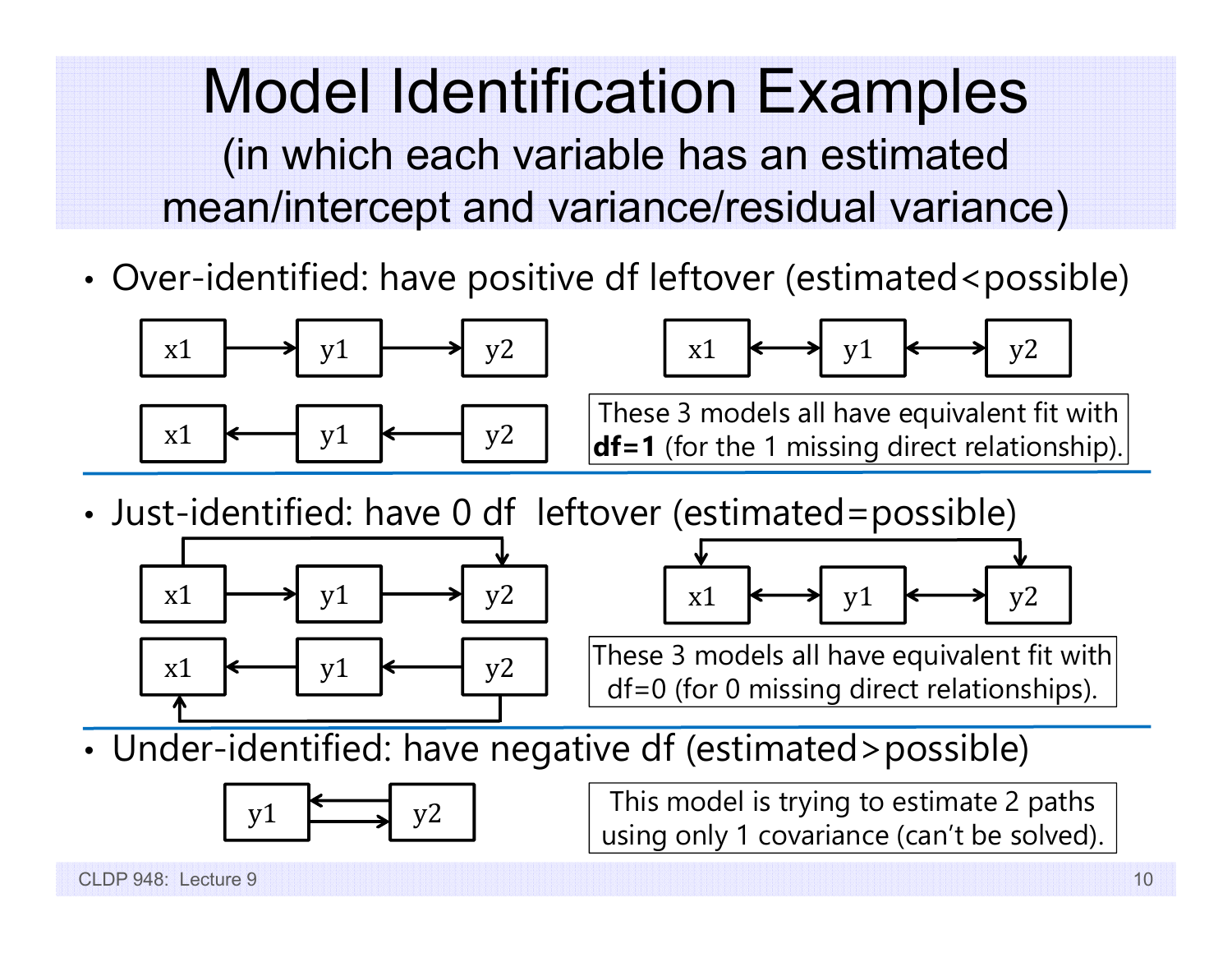# Model Identification Examples
## (in which each variable has an estimated mean/intercept and variance/residual variance)

- Over-identified: have positive df leftover (estimated<possible)

x1 → y1 → y2

x1 ↔ y1 ↔ y2

x1 ← y1 ← y2

These 3 models all have equivalent fit with **df=1** (for the 1 missing direct relationship).

- Just-identified: have 0 df leftover (estimated=possible)

x1 → y1 → y2 (with x1 → y2)

x1 ↔ y1 ↔ y2 (with x1 ↔ y2)

x1 ← y1 ← y2 (with y2 → x1)

These 3 models all have equivalent fit with df=0 (for 0 missing direct relationships).

- Under-identified: have negative df (estimated>possible)

y1 ⇄ y2

This model is trying to estimate 2 paths using only 1 covariance (can't be solved).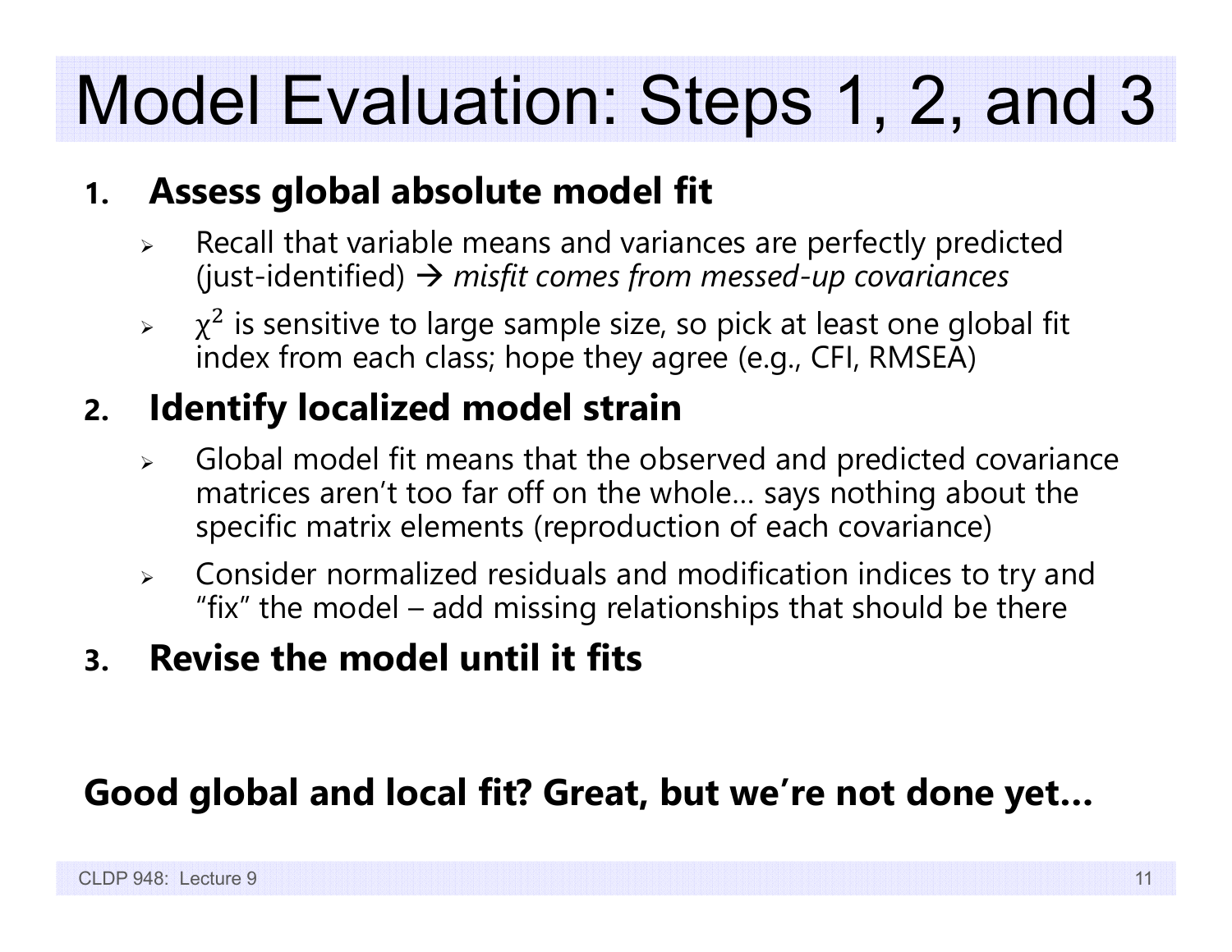# Model Evaluation: Steps 1, 2, and 3

1. **Assess global absolute model fit**
   - Recall that variable means and variances are perfectly predicted (just-identified) → *misfit comes from messed-up covariances*
   - $\chi^2$ is sensitive to large sample size, so pick at least one global fit index from each class; hope they agree (e.g., CFI, RMSEA)
2. **Identify localized model strain**
   - Global model fit means that the observed and predicted covariance matrices aren't too far off on the whole… says nothing about the specific matrix elements (reproduction of each covariance)
   - Consider normalized residuals and modification indices to try and "fix" the model – add missing relationships that should be there
3. **Revise the model until it fits**

**Good global and local fit? Great, but we're not done yet…**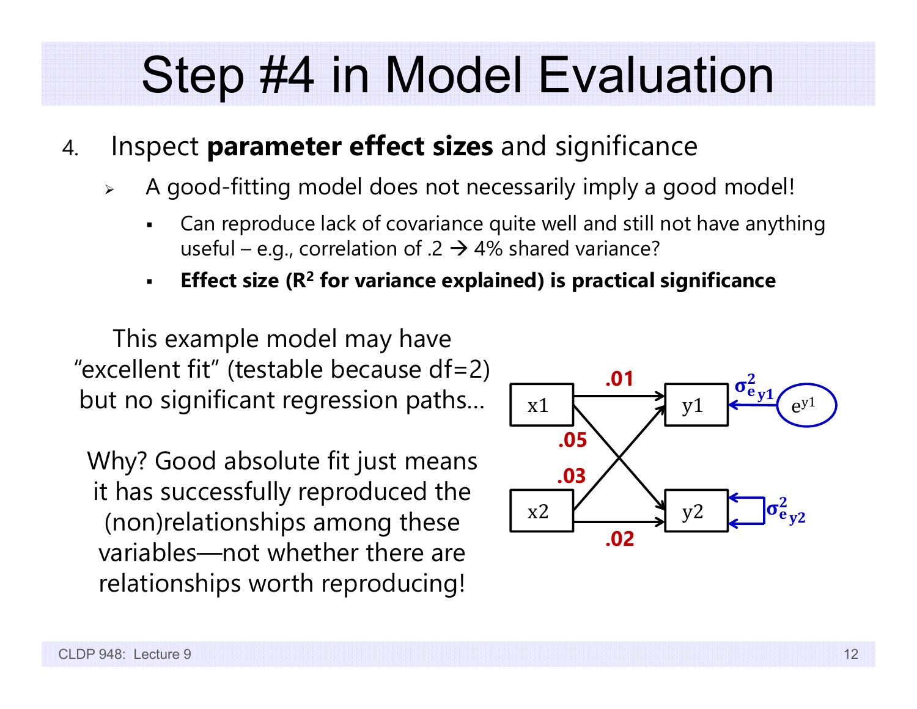# Step #4 in Model Evaluation

4. Inspect **parameter effect sizes** and significance
   - A good-fitting model does not necessarily imply a good model!
     - Can reproduce lack of covariance quite well and still not have anything useful – e.g., correlation of .2 → 4% shared variance?
     - **Effect size ($R^2$ for variance explained) is practical significance**

This example model may have "excellent fit" (testable because df=2) but no significant regression paths…

Why? Good absolute fit just means it has successfully reproduced the (non)relationships among these variables—not whether there are relationships worth reproducing!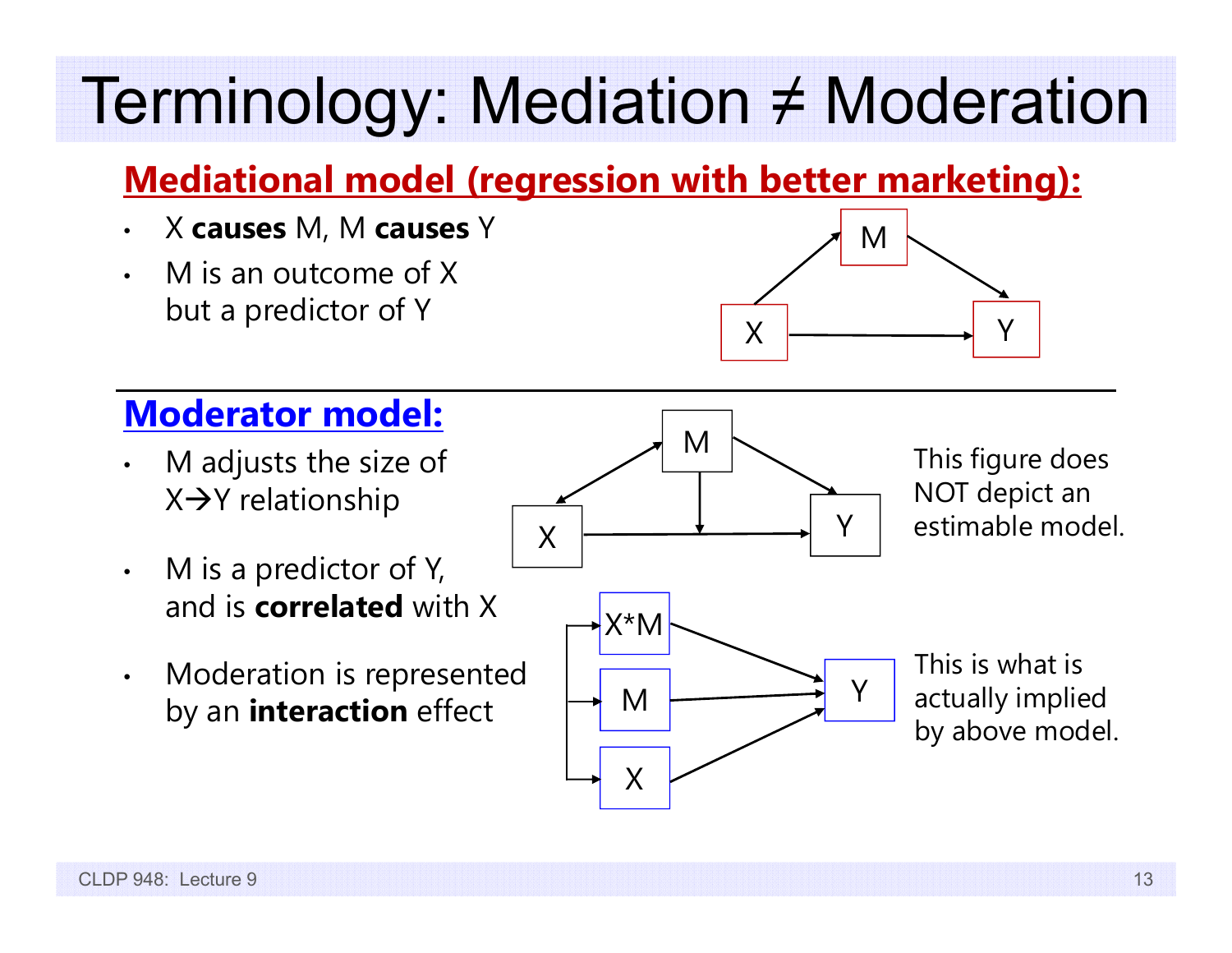# Terminology: Mediation ≠ Moderation

## Mediational model (regression with better marketing):

- X **causes** M, M **causes** Y
- M is an outcome of X but a predictor of Y

## Moderator model:

- M adjusts the size of X→Y relationship
- M is a predictor of Y, and is **correlated** with X
- Moderation is represented by an **interaction** effect

This figure does NOT depict an estimable model.

This is what is actually implied by above model.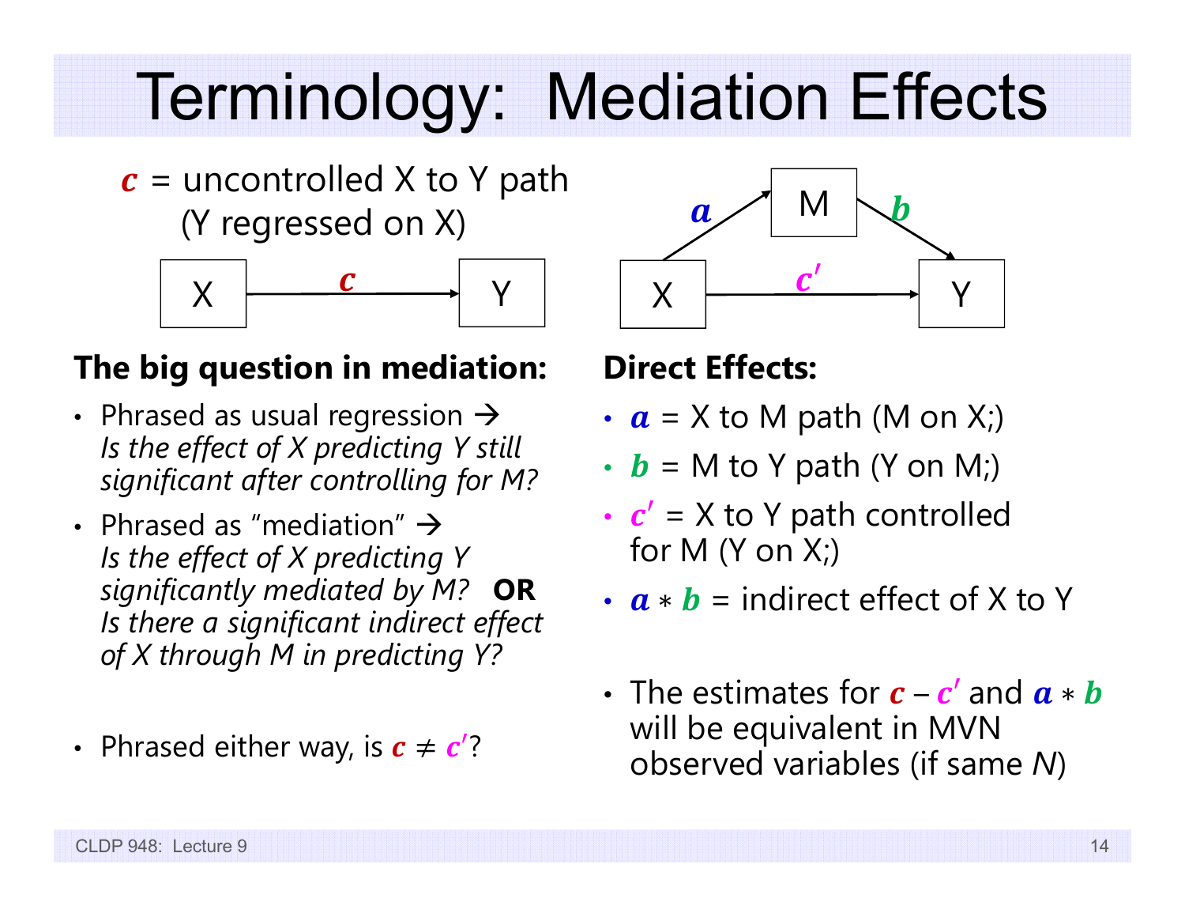# Terminology: Mediation Effects

$c$ = uncontrolled X to Y path (Y regressed on X)

X —$c$→ Y

X —$a$→ M —$b$→ Y; X —$c'$→ Y

**The big question in mediation:**

- Phrased as usual regression → *Is the effect of X predicting Y still significant after controlling for M?*
- Phrased as "mediation" → *Is the effect of X predicting Y significantly mediated by M?* **OR** *Is there a significant indirect effect of X through M in predicting Y?*
- Phrased either way, is $c \neq c'$?

**Direct Effects:**

- $a$ = X to M path (M on X;)
- $b$ = M to Y path (Y on M;)
- $c'$ = X to Y path controlled for M (Y on X;)
- $a * b$ = indirect effect of X to Y
- The estimates for $c - c'$ and $a * b$ will be equivalent in MVN observed variables (if same $N$)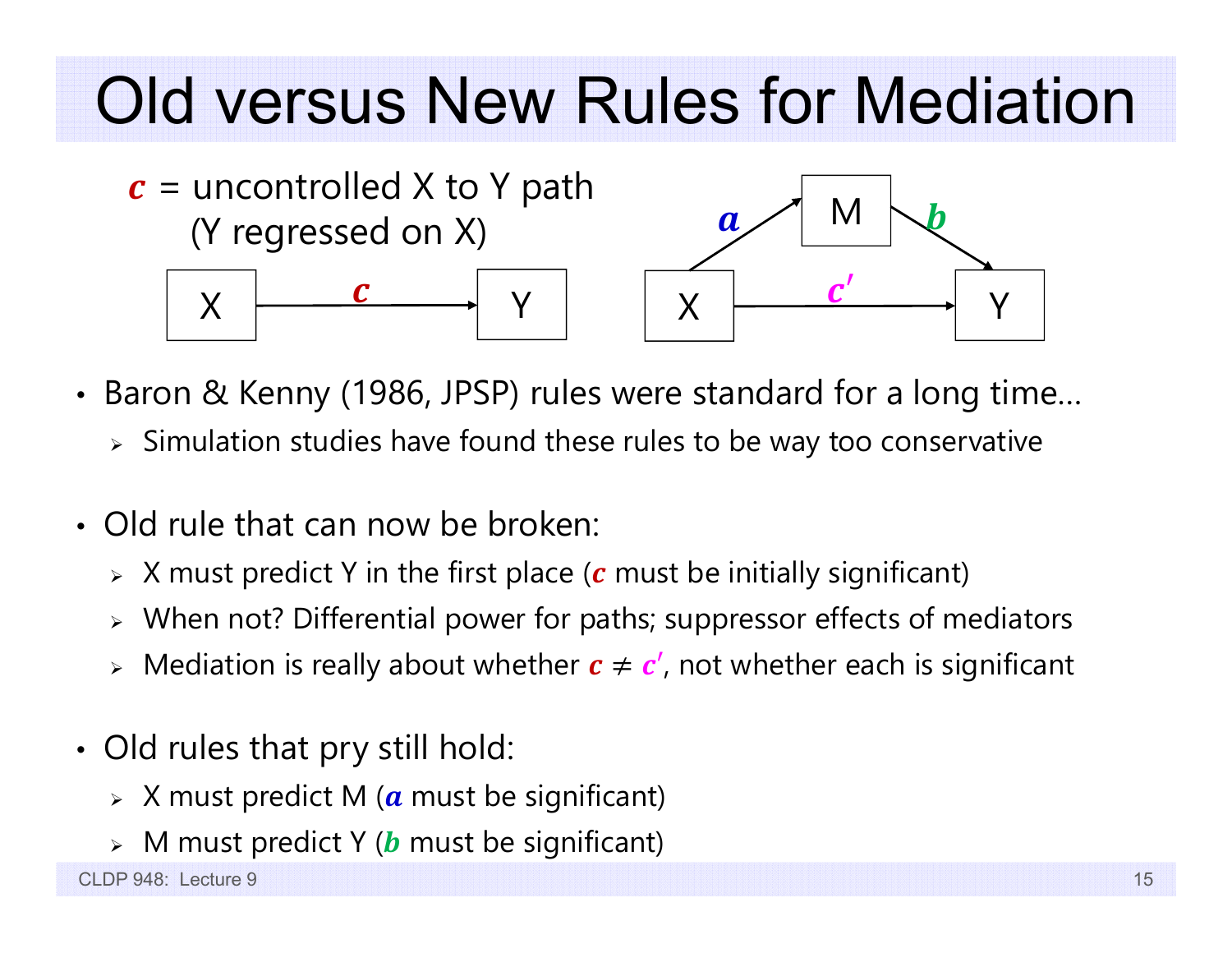# Old versus New Rules for Mediation

$c$ = uncontrolled X to Y path (Y regressed on X)

X —$c$→ Y

X —$a$→ M —$b$→ Y; X —$c'$→ Y

- Baron & Kenny (1986, JPSP) rules were standard for a long time…
  - Simulation studies have found these rules to be way too conservative

- Old rule that can now be broken:
  - X must predict Y in the first place ($c$ must be initially significant)
  - When not? Differential power for paths; suppressor effects of mediators
  - Mediation is really about whether $c \neq c'$, not whether each is significant

- Old rules that pry still hold:
  - X must predict M ($a$ must be significant)
  - M must predict Y ($b$ must be significant)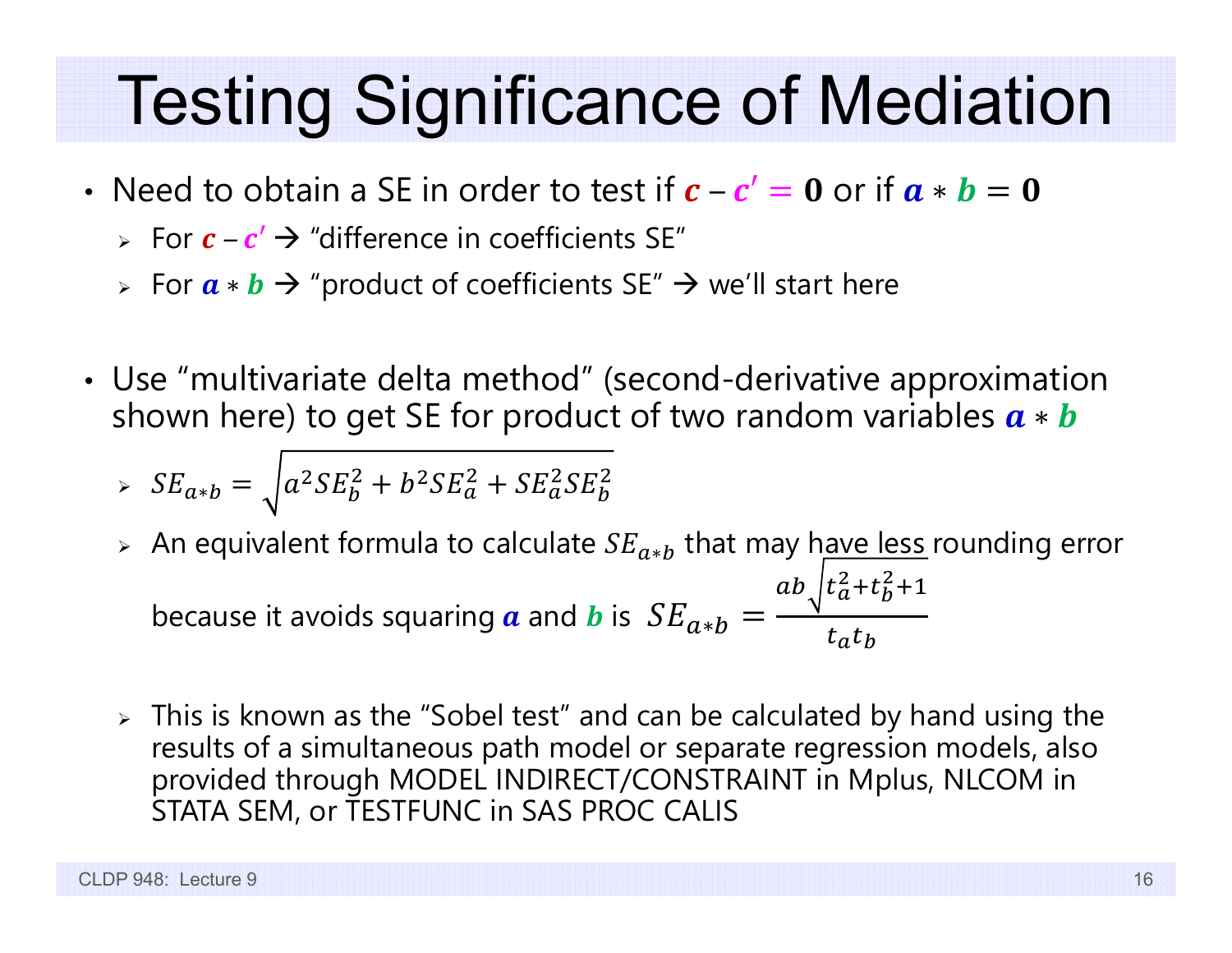# Testing Significance of Mediation

- Need to obtain a SE in order to test if $\boldsymbol{c} - \boldsymbol{c'} = \mathbf{0}$ or if $\boldsymbol{a} * \boldsymbol{b} = \mathbf{0}$
  - For $\boldsymbol{c} - \boldsymbol{c'}$ → "difference in coefficients SE"
  - For $\boldsymbol{a} * \boldsymbol{b}$ → "product of coefficients SE" → we'll start here

- Use "multivariate delta method" (second-derivative approximation shown here) to get SE for product of two random variables $\boldsymbol{a} * \boldsymbol{b}$
  - $SE_{a*b} = \sqrt{a^2 SE_b^2 + b^2 SE_a^2 + SE_a^2 SE_b^2}$
  - An equivalent formula to calculate $SE_{a*b}$ that may have less rounding error because it avoids squaring $\boldsymbol{a}$ and $\boldsymbol{b}$ is $SE_{a*b} = \dfrac{ab\sqrt{t_a^2 + t_b^2 + 1}}{t_a t_b}$
  - This is known as the "Sobel test" and can be calculated by hand using the results of a simultaneous path model or separate regression models, also provided through MODEL INDIRECT/CONSTRAINT in Mplus, NLCOM in STATA SEM, or TESTFUNC in SAS PROC CALIS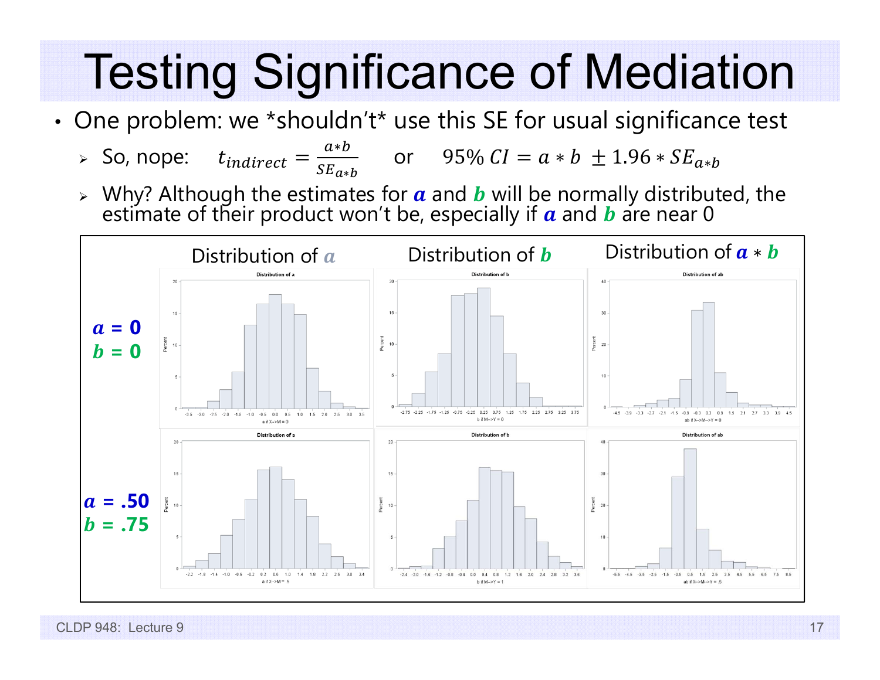# Testing Significance of Mediation

- One problem: we \*shouldn't\* use this SE for usual significance test
  - So, nope: $t_{indirect} = \frac{a*b}{SE_{a*b}}$ or $95\%\ CI = a*b \pm 1.96 * SE_{a*b}$
  - Why? Although the estimates for ***a*** and ***b*** will be normally distributed, the estimate of their product won't be, especially if ***a*** and ***b*** are near 0

| | Distribution of $a$ | Distribution of $b$ | Distribution of $a*b$ |
|---|---|---|---|
| $a$ = 0, $b$ = 0 | | | |
| $a$ = .50, $b$ = .75 | | | |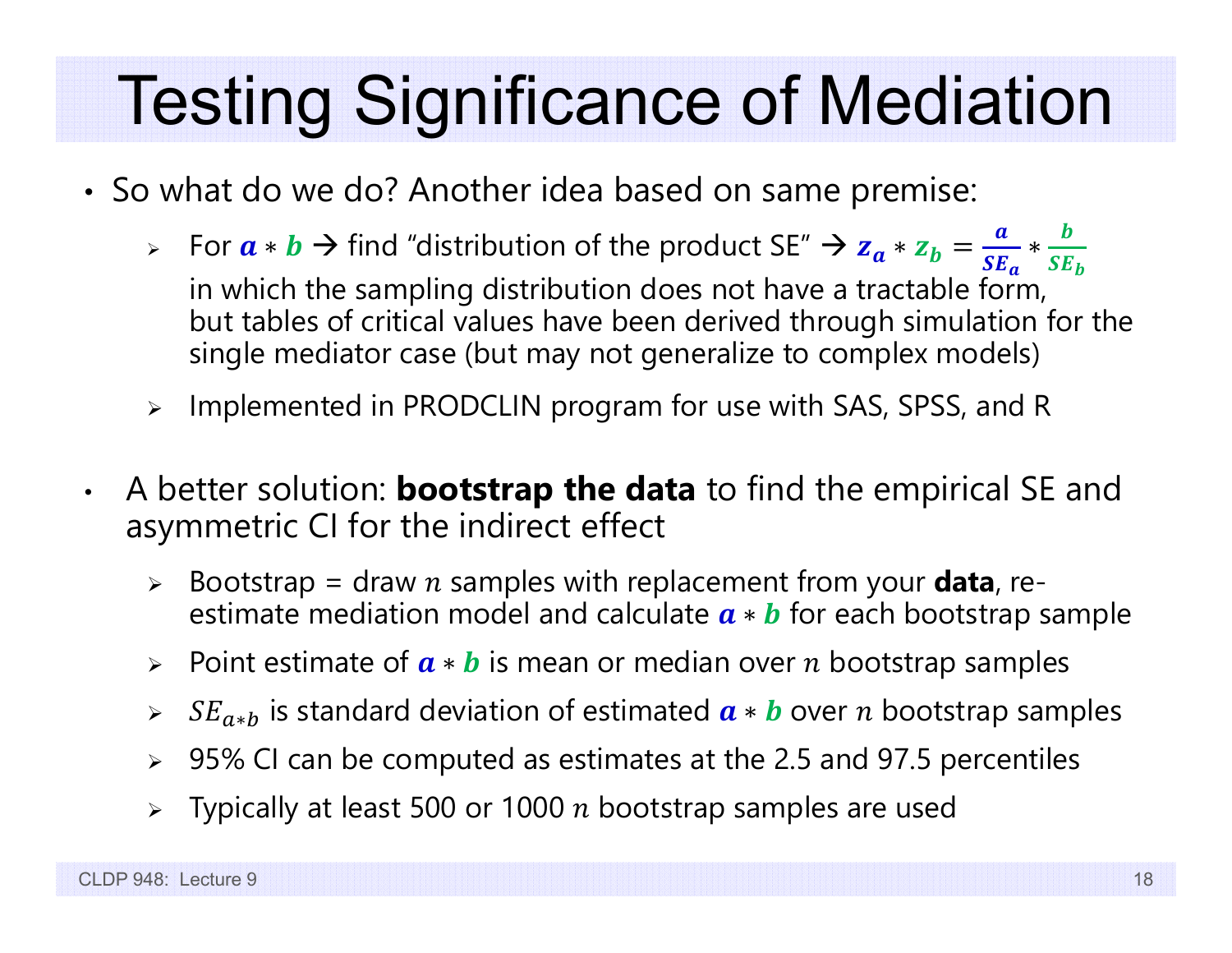# Testing Significance of Mediation

- So what do we do? Another idea based on same premise:
  - For $\boldsymbol{a} * \boldsymbol{b}$ → find "distribution of the product SE" → $\boldsymbol{z_a} * \boldsymbol{z_b} = \frac{\boldsymbol{a}}{\boldsymbol{SE_a}} * \frac{\boldsymbol{b}}{\boldsymbol{SE_b}}$ in which the sampling distribution does not have a tractable form, but tables of critical values have been derived through simulation for the single mediator case (but may not generalize to complex models)
  - Implemented in PRODCLIN program for use with SAS, SPSS, and R

- A better solution: **bootstrap the data** to find the empirical SE and asymmetric CI for the indirect effect
  - Bootstrap = draw $n$ samples with replacement from your **data**, re-estimate mediation model and calculate $\boldsymbol{a} * \boldsymbol{b}$ for each bootstrap sample
  - Point estimate of $\boldsymbol{a} * \boldsymbol{b}$ is mean or median over $n$ bootstrap samples
  - $SE_{a*b}$ is standard deviation of estimated $\boldsymbol{a} * \boldsymbol{b}$ over $n$ bootstrap samples
  - 95% CI can be computed as estimates at the 2.5 and 97.5 percentiles
  - Typically at least 500 or 1000 $n$ bootstrap samples are used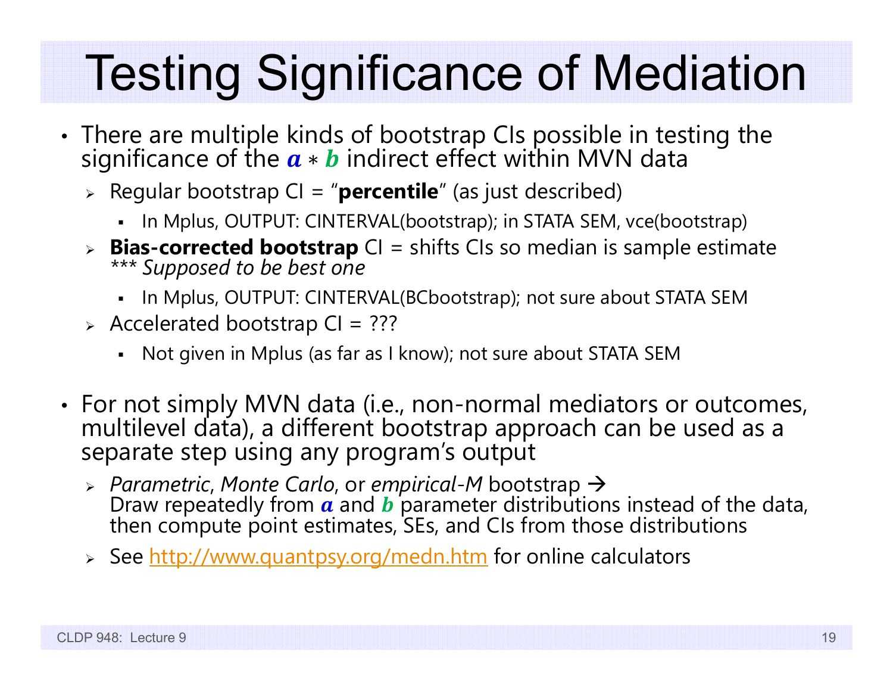# Testing Significance of Mediation

- There are multiple kinds of bootstrap CIs possible in testing the significance of the $a * b$ indirect effect within MVN data
  - Regular bootstrap CI = "**percentile**" (as just described)
    - In Mplus, OUTPUT: CINTERVAL(bootstrap); in STATA SEM, vce(bootstrap)
  - **Bias-corrected bootstrap** CI = shifts CIs so median is sample estimate *\*\*\* Supposed to be best one*
    - In Mplus, OUTPUT: CINTERVAL(BCbootstrap); not sure about STATA SEM
  - Accelerated bootstrap CI = ???
    - Not given in Mplus (as far as I know); not sure about STATA SEM

- For not simply MVN data (i.e., non-normal mediators or outcomes, multilevel data), a different bootstrap approach can be used as a separate step using any program's output
  - *Parametric*, *Monte Carlo*, or *empirical-M* bootstrap → Draw repeatedly from $a$ and $b$ parameter distributions instead of the data, then compute point estimates, SEs, and CIs from those distributions
  - See [http://www.quantpsy.org/medn.htm](http://www.quantpsy.org/medn.htm) for online calculators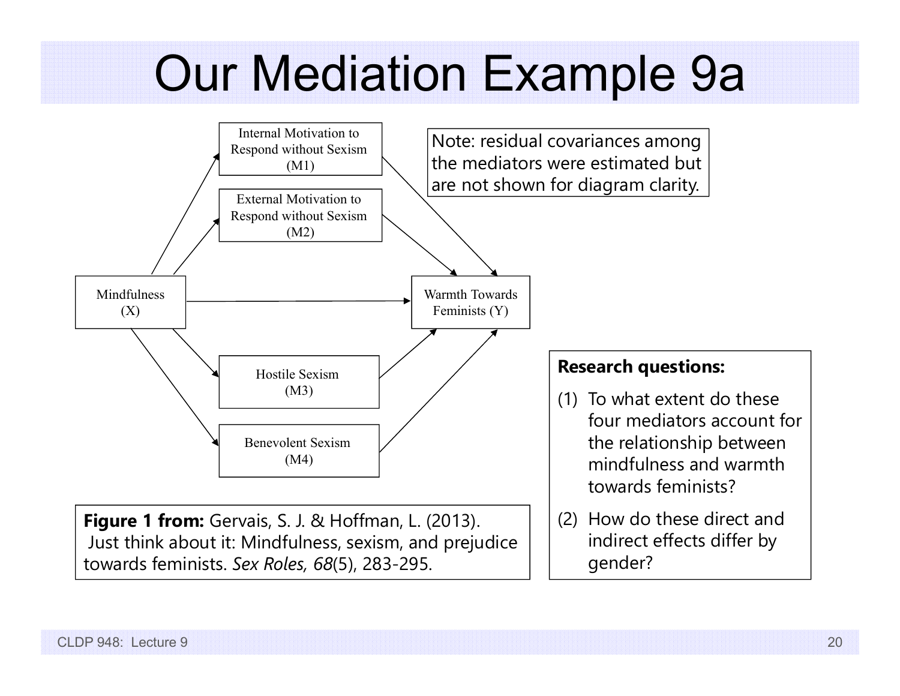# Our Mediation Example 9a

Internal Motivation to Respond without Sexism (M1)

External Motivation to Respond without Sexism (M2)

Mindfulness (X)

Warmth Towards Feminists (Y)

Hostile Sexism (M3)

Benevolent Sexism (M4)

Note: residual covariances among the mediators were estimated but are not shown for diagram clarity.

**Figure 1 from:** Gervais, S. J. & Hoffman, L. (2013). Just think about it: Mindfulness, sexism, and prejudice towards feminists. *Sex Roles, 68*(5), 283-295.

**Research questions:**

1. To what extent do these four mediators account for the relationship between mindfulness and warmth towards feminists?
2. How do these direct and indirect effects differ by gender?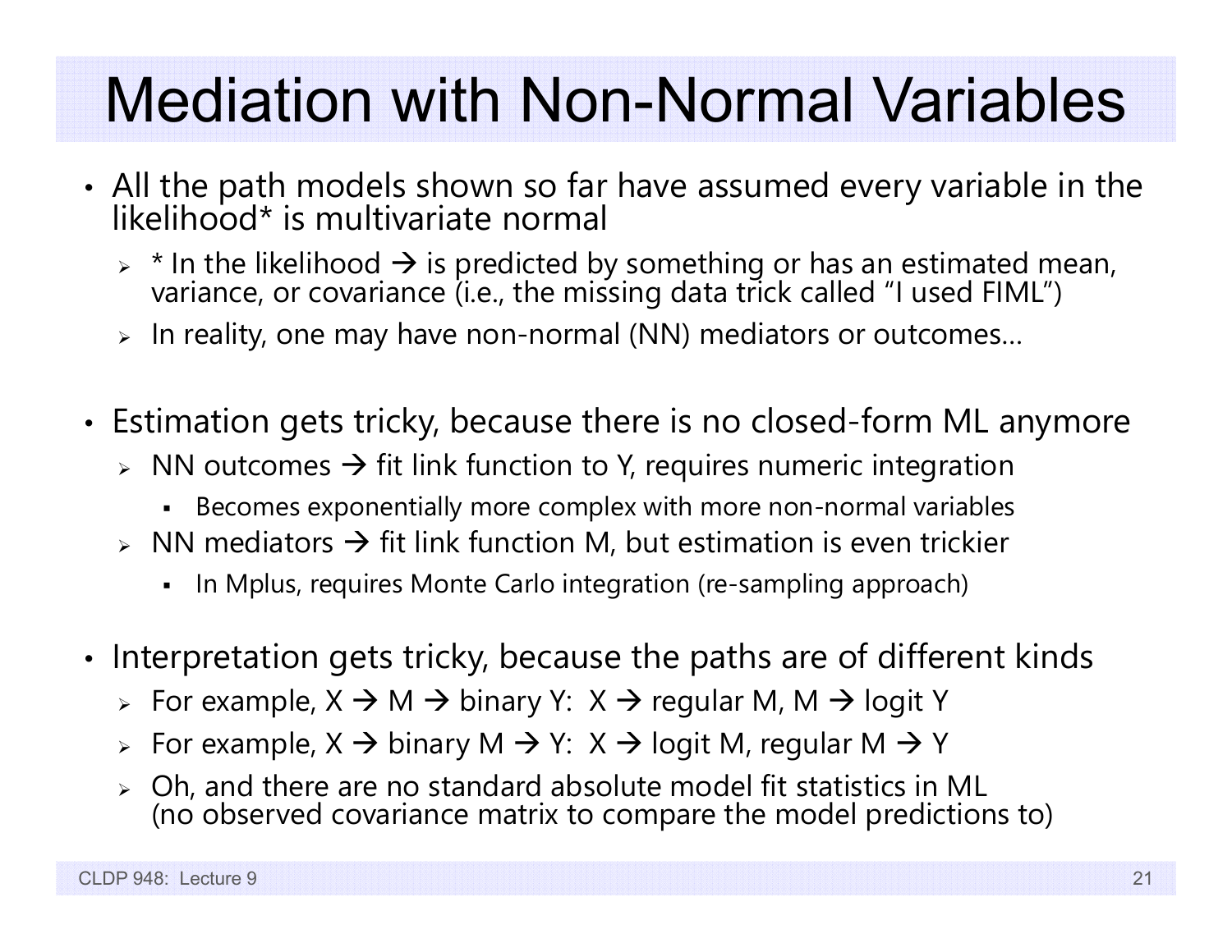# Mediation with Non-Normal Variables

- All the path models shown so far have assumed every variable in the likelihood* is multivariate normal
  - * In the likelihood → is predicted by something or has an estimated mean, variance, or covariance (i.e., the missing data trick called "I used FIML")
  - In reality, one may have non-normal (NN) mediators or outcomes…
- Estimation gets tricky, because there is no closed-form ML anymore
  - NN outcomes → fit link function to Y, requires numeric integration
    - Becomes exponentially more complex with more non-normal variables
  - NN mediators → fit link function M, but estimation is even trickier
    - In Mplus, requires Monte Carlo integration (re-sampling approach)
- Interpretation gets tricky, because the paths are of different kinds
  - For example, X → M → binary Y: X → regular M, M → logit Y
  - For example, X → binary M → Y: X → logit M, regular M → Y
  - Oh, and there are no standard absolute model fit statistics in ML (no observed covariance matrix to compare the model predictions to)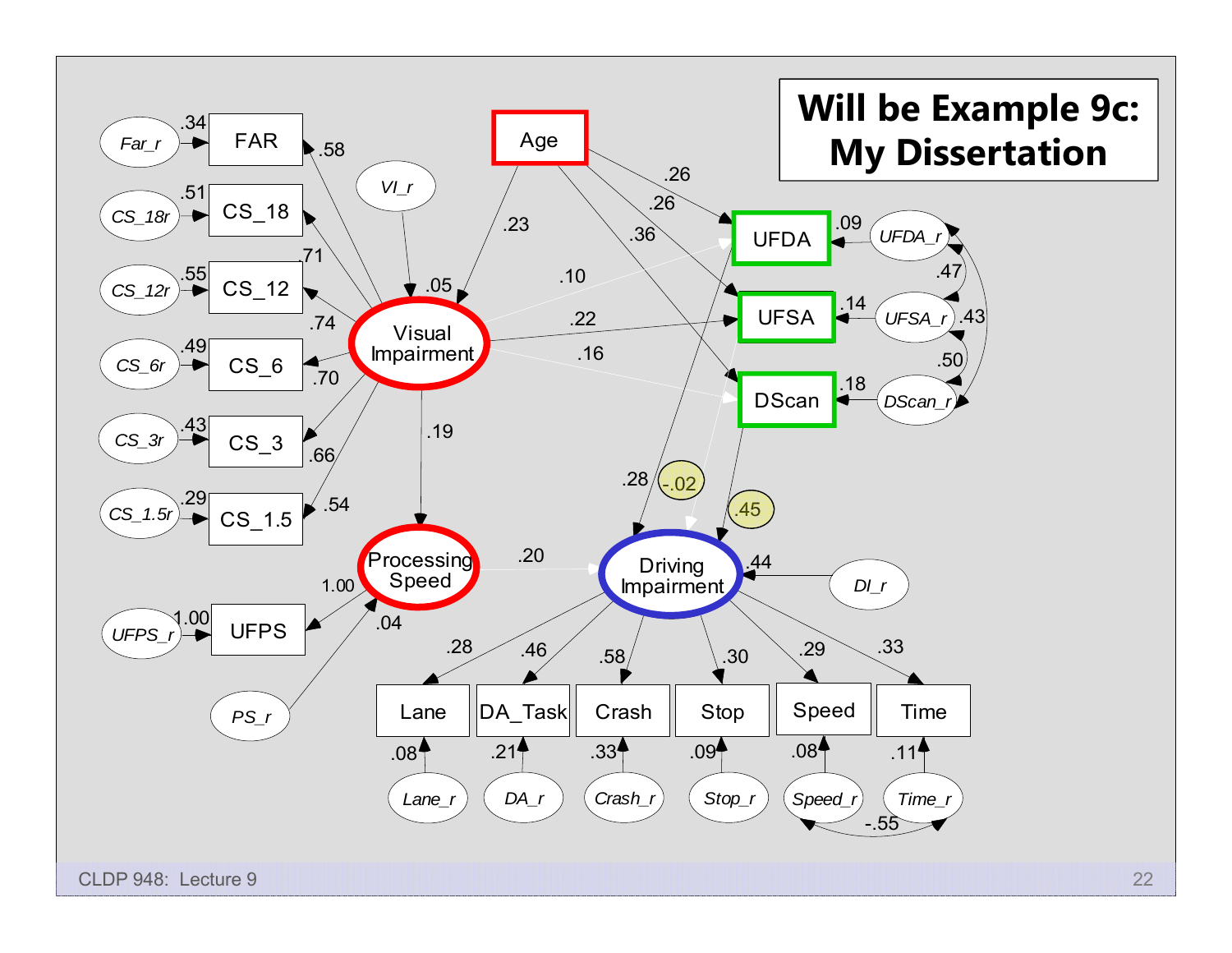# Will be Example 9c: My Dissertation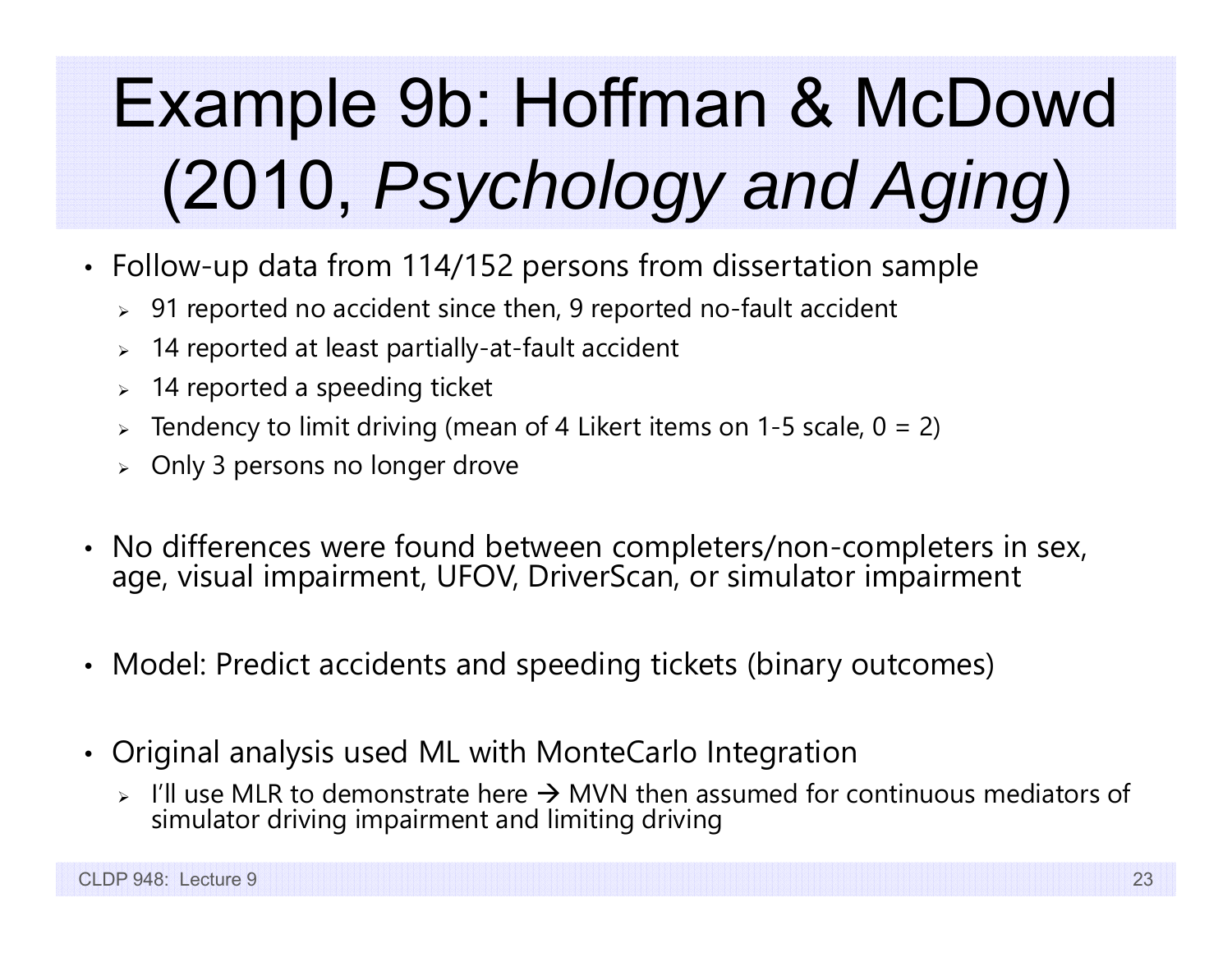# Example 9b: Hoffman & McDowd (2010, *Psychology and Aging*)

- Follow-up data from 114/152 persons from dissertation sample
  - 91 reported no accident since then, 9 reported no-fault accident
  - 14 reported at least partially-at-fault accident
  - 14 reported a speeding ticket
  - Tendency to limit driving (mean of 4 Likert items on 1-5 scale, 0 = 2)
  - Only 3 persons no longer drove
- No differences were found between completers/non-completers in sex, age, visual impairment, UFOV, DriverScan, or simulator impairment
- Model: Predict accidents and speeding tickets (binary outcomes)
- Original analysis used ML with MonteCarlo Integration
  - I'll use MLR to demonstrate here → MVN then assumed for continuous mediators of simulator driving impairment and limiting driving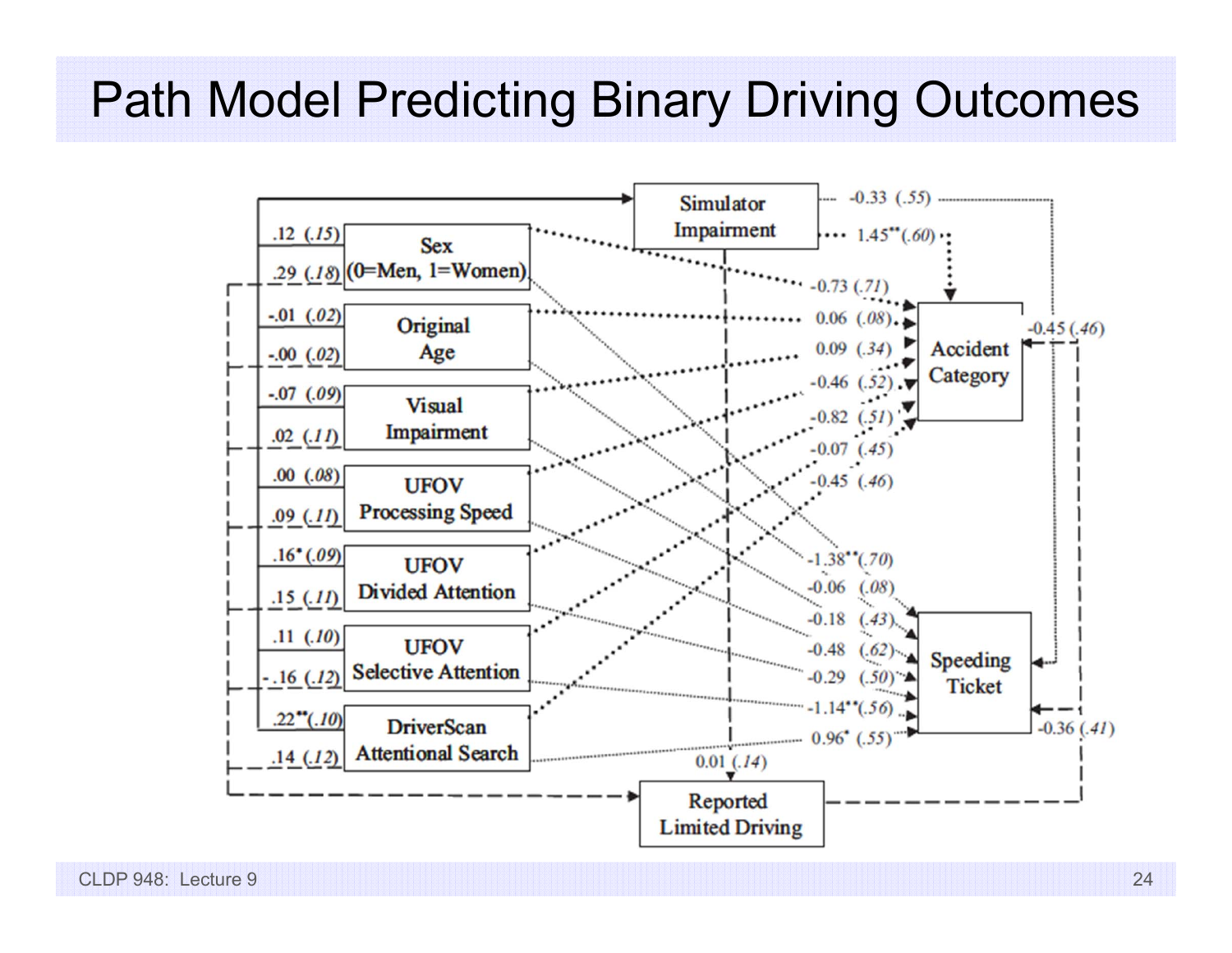# Path Model Predicting Binary Driving Outcomes

Simulator Impairment

Sex (0=Men, 1=Women)

Original Age

Visual Impairment

UFOV Processing Speed

UFOV Divided Attention

UFOV Selective Attention

DriverScan Attentional Search

Accident Category

Speeding Ticket

Reported Limited Driving

.12 (.15) .29 (.18) -.01 (.02) -.00 (.02) -.07 (.09) .02 (.11) .00 (.08) .09 (.11) .16* (.09) .15 (.11) .11 (.10) -.16 (.12) .22** (.10) .14 (.12)

-0.33 (.55) 1.45** (.60)

-0.73 (.71) 0.06 (.08) 0.09 (.34) -0.46 (.52) -0.82 (.51) -0.07 (.45) -0.45 (.46)

-1.38** (.70) -0.06 (.08) -0.18 (.43) -0.48 (.62) -0.29 (.50) -1.14** (.56) 0.96* (.55)

-0.45 (.46) -0.36 (.41) 0.01 (.14)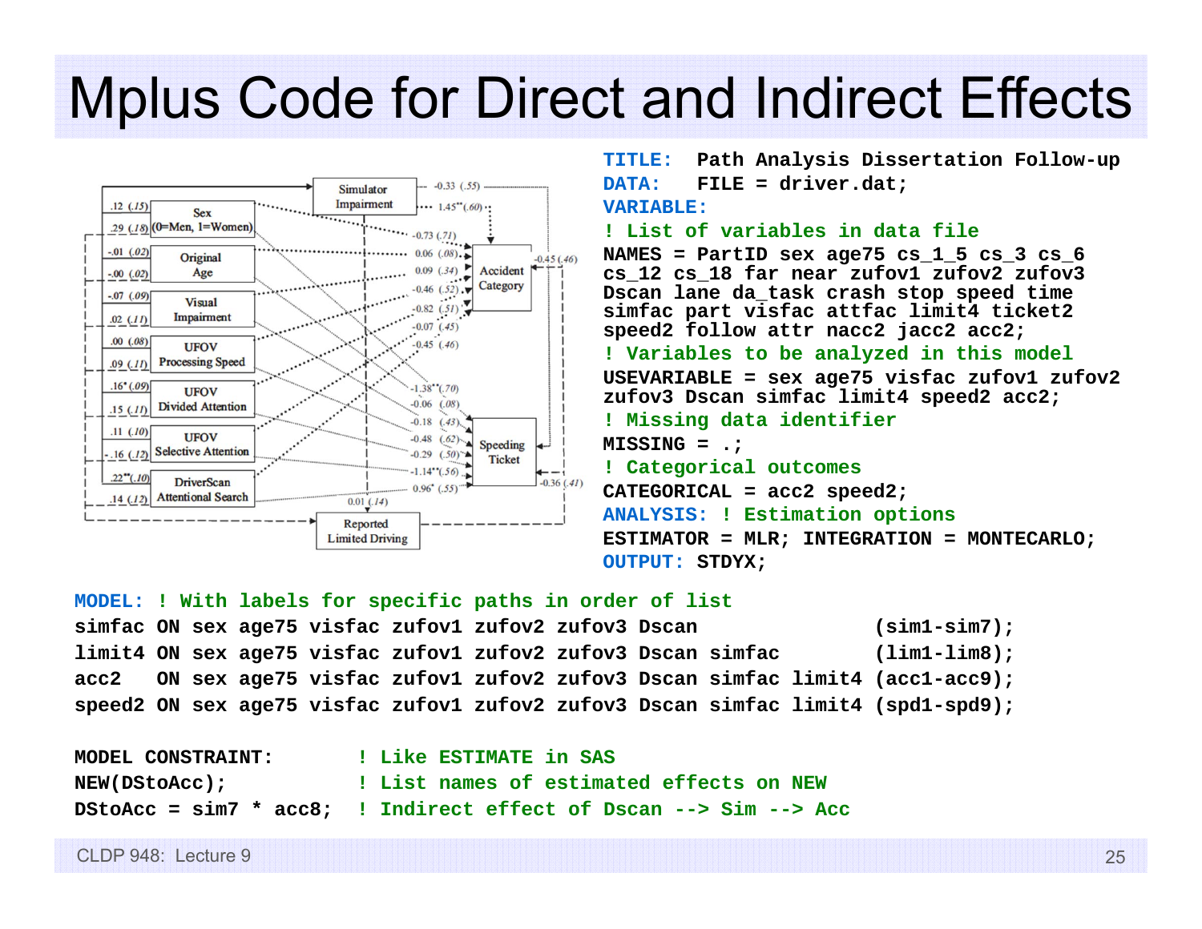# Mplus Code for Direct and Indirect Effects

```
TITLE:  Path Analysis Dissertation Follow-up
DATA:   FILE = driver.dat;
VARIABLE:
! List of variables in data file
NAMES = PartID sex age75 cs_1_5 cs_3 cs_6
cs_12 cs_18 far near zufov1 zufov2 zufov3
Dscan lane da_task crash stop speed time
simfac part visfac attfac limit4 ticket2
speed2 follow attr nacc2 jacc2 acc2;
! Variables to be analyzed in this model
USEVARIABLE = sex age75 visfac zufov1 zufov2
zufov3 Dscan simfac limit4 speed2 acc2;
! Missing data identifier
MISSING = .;
! Categorical outcomes
CATEGORICAL = acc2 speed2;
ANALYSIS: ! Estimation options
ESTIMATOR = MLR; INTEGRATION = MONTECARLO;
OUTPUT: STDYX;
```

```
MODEL: ! With labels for specific paths in order of list
simfac ON sex age75 visfac zufov1 zufov2 zufov3 Dscan              (sim1-sim7);
limit4 ON sex age75 visfac zufov1 zufov2 zufov3 Dscan simfac       (lim1-lim8);
acc2   ON sex age75 visfac zufov1 zufov2 zufov3 Dscan simfac limit4 (acc1-acc9);
speed2 ON sex age75 visfac zufov1 zufov2 zufov3 Dscan simfac limit4 (spd1-spd9);

MODEL CONSTRAINT:       ! Like ESTIMATE in SAS
NEW(DStoAcc);           ! List names of estimated effects on NEW
DStoAcc = sim7 * acc8;  ! Indirect effect of Dscan --> Sim --> Acc
```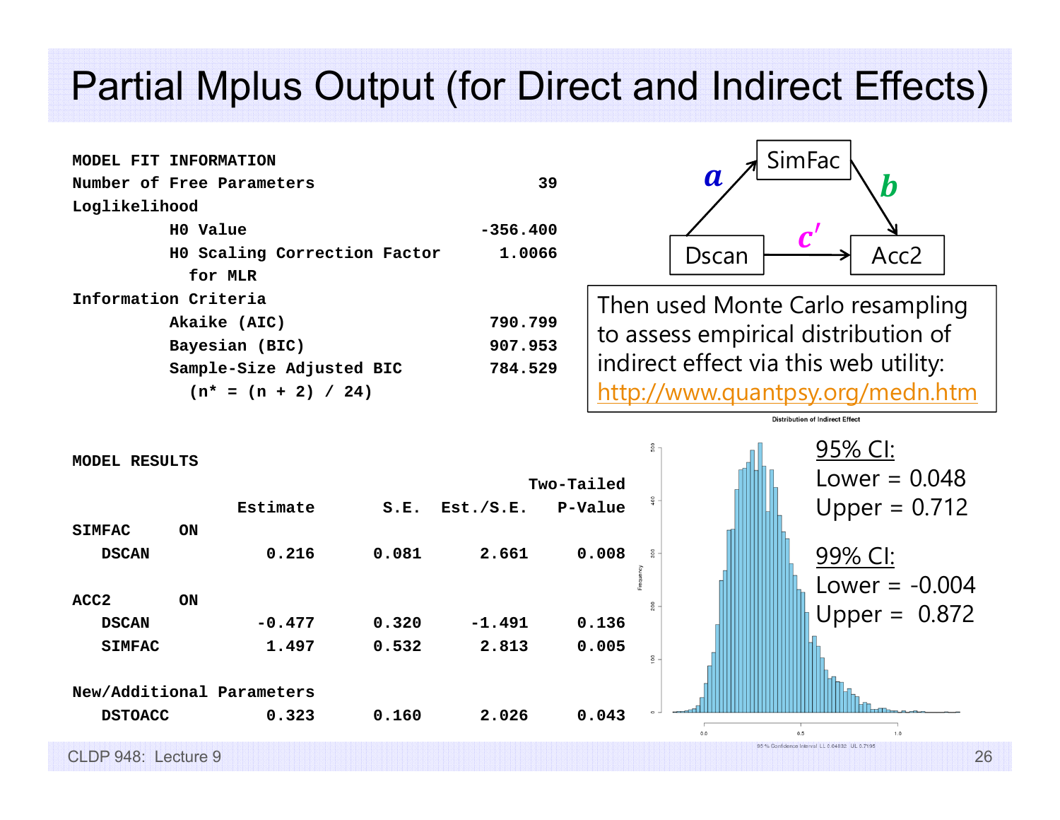# Partial Mplus Output (for Direct and Indirect Effects)

```
MODEL FIT INFORMATION
Number of Free Parameters                        39
Loglikelihood
          H0 Value                         -356.400
          H0 Scaling Correction Factor       1.0066
            for MLR
Information Criteria
          Akaike (AIC)                      790.799
          Bayesian (BIC)                    907.953
          Sample-Size Adjusted BIC          784.529
            (n* = (n + 2) / 24)
```

```
MODEL RESULTS
                                                     Two-Tailed
                 Estimate       S.E.  Est./S.E.    P-Value
SIMFAC     ON
   DSCAN            0.216      0.081      2.661      0.008

ACC2       ON
   DSCAN           -0.477      0.320     -1.491      0.136
   SIMFAC           1.497      0.532      2.813      0.005

New/Additional Parameters
   DSTOACC          0.323      0.160      2.026      0.043
```

Path diagram: Dscan → SimFac ($a$); SimFac → Acc2 ($b$); Dscan → Acc2 ($c'$)

Then used Monte Carlo resampling to assess empirical distribution of indirect effect via this web utility: http://www.quantpsy.org/medn.htm

Distribution of Indirect Effect

95% CI:
Lower = 0.048
Upper = 0.712

99% CI:
Lower = -0.004
Upper = 0.872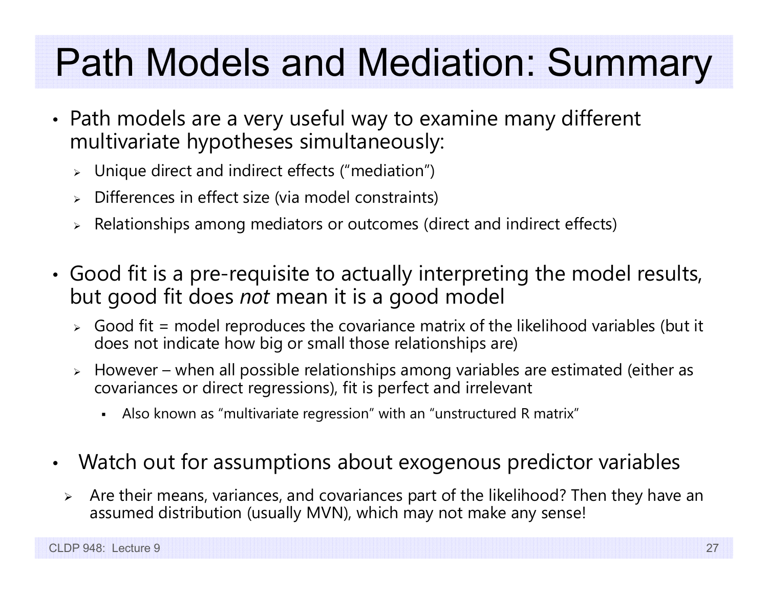# Path Models and Mediation: Summary

- Path models are a very useful way to examine many different multivariate hypotheses simultaneously:
  - Unique direct and indirect effects ("mediation")
  - Differences in effect size (via model constraints)
  - Relationships among mediators or outcomes (direct and indirect effects)

- Good fit is a pre-requisite to actually interpreting the model results, but good fit does *not* mean it is a good model
  - Good fit = model reproduces the covariance matrix of the likelihood variables (but it does not indicate how big or small those relationships are)
  - However – when all possible relationships among variables are estimated (either as covariances or direct regressions), fit is perfect and irrelevant
    - Also known as "multivariate regression" with an "unstructured R matrix"

- Watch out for assumptions about exogenous predictor variables
  - Are their means, variances, and covariances part of the likelihood? Then they have an assumed distribution (usually MVN), which may not make any sense!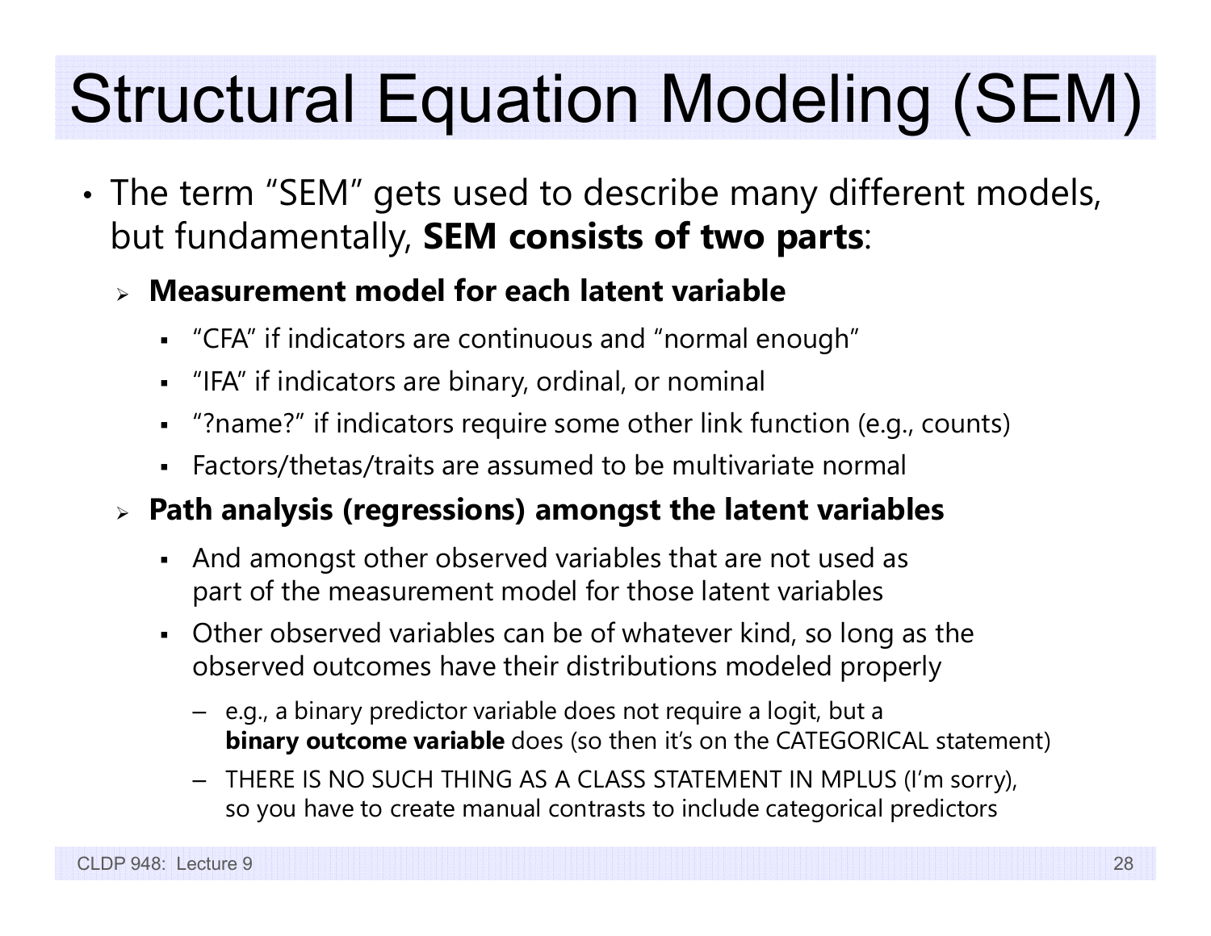# Structural Equation Modeling (SEM)

- The term "SEM" gets used to describe many different models, but fundamentally, **SEM consists of two parts**:
  - **Measurement model for each latent variable**
    - "CFA" if indicators are continuous and "normal enough"
    - "IFA" if indicators are binary, ordinal, or nominal
    - "?name?" if indicators require some other link function (e.g., counts)
    - Factors/thetas/traits are assumed to be multivariate normal
  - **Path analysis (regressions) amongst the latent variables**
    - And amongst other observed variables that are not used as part of the measurement model for those latent variables
    - Other observed variables can be of whatever kind, so long as the observed outcomes have their distributions modeled properly
      - e.g., a binary predictor variable does not require a logit, but a **binary outcome variable** does (so then it's on the CATEGORICAL statement)
      - THERE IS NO SUCH THING AS A CLASS STATEMENT IN MPLUS (I'm sorry), so you have to create manual contrasts to include categorical predictors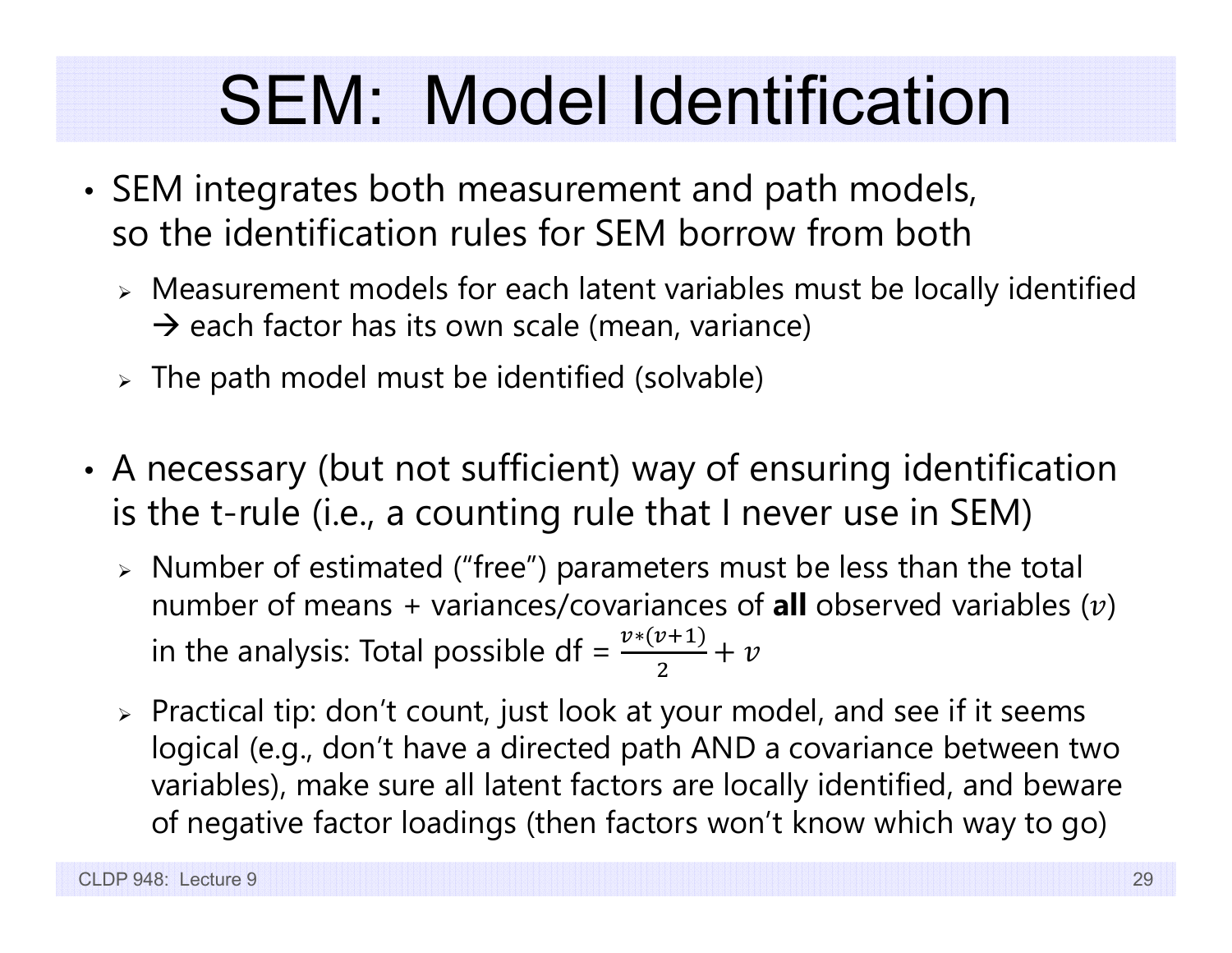# SEM: Model Identification

- SEM integrates both measurement and path models, so the identification rules for SEM borrow from both
  - Measurement models for each latent variables must be locally identified → each factor has its own scale (mean, variance)
  - The path model must be identified (solvable)

- A necessary (but not sufficient) way of ensuring identification is the t-rule (i.e., a counting rule that I never use in SEM)
  - Number of estimated ("free") parameters must be less than the total number of means + variances/covariances of **all** observed variables ($v$) in the analysis: Total possible df = $\frac{v*(v+1)}{2} + v$
  - Practical tip: don't count, just look at your model, and see if it seems logical (e.g., don't have a directed path AND a covariance between two variables), make sure all latent factors are locally identified, and beware of negative factor loadings (then factors won't know which way to go)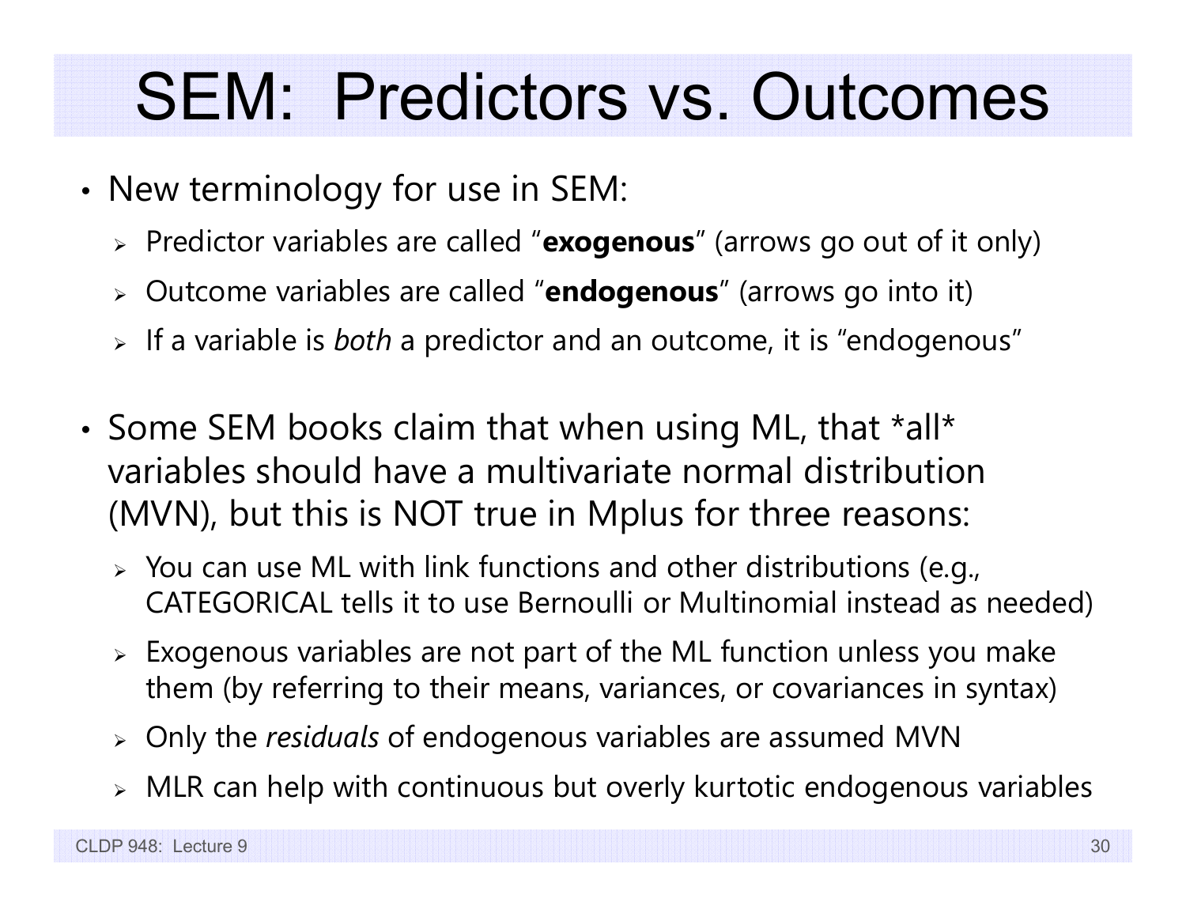# SEM: Predictors vs. Outcomes

- New terminology for use in SEM:
  - Predictor variables are called "**exogenous**" (arrows go out of it only)
  - Outcome variables are called "**endogenous**" (arrows go into it)
  - If a variable is *both* a predictor and an outcome, it is "endogenous"

- Some SEM books claim that when using ML, that *all* variables should have a multivariate normal distribution (MVN), but this is NOT true in Mplus for three reasons:
  - You can use ML with link functions and other distributions (e.g., CATEGORICAL tells it to use Bernoulli or Multinomial instead as needed)
  - Exogenous variables are not part of the ML function unless you make them (by referring to their means, variances, or covariances in syntax)
  - Only the *residuals* of endogenous variables are assumed MVN
  - MLR can help with continuous but overly kurtotic endogenous variables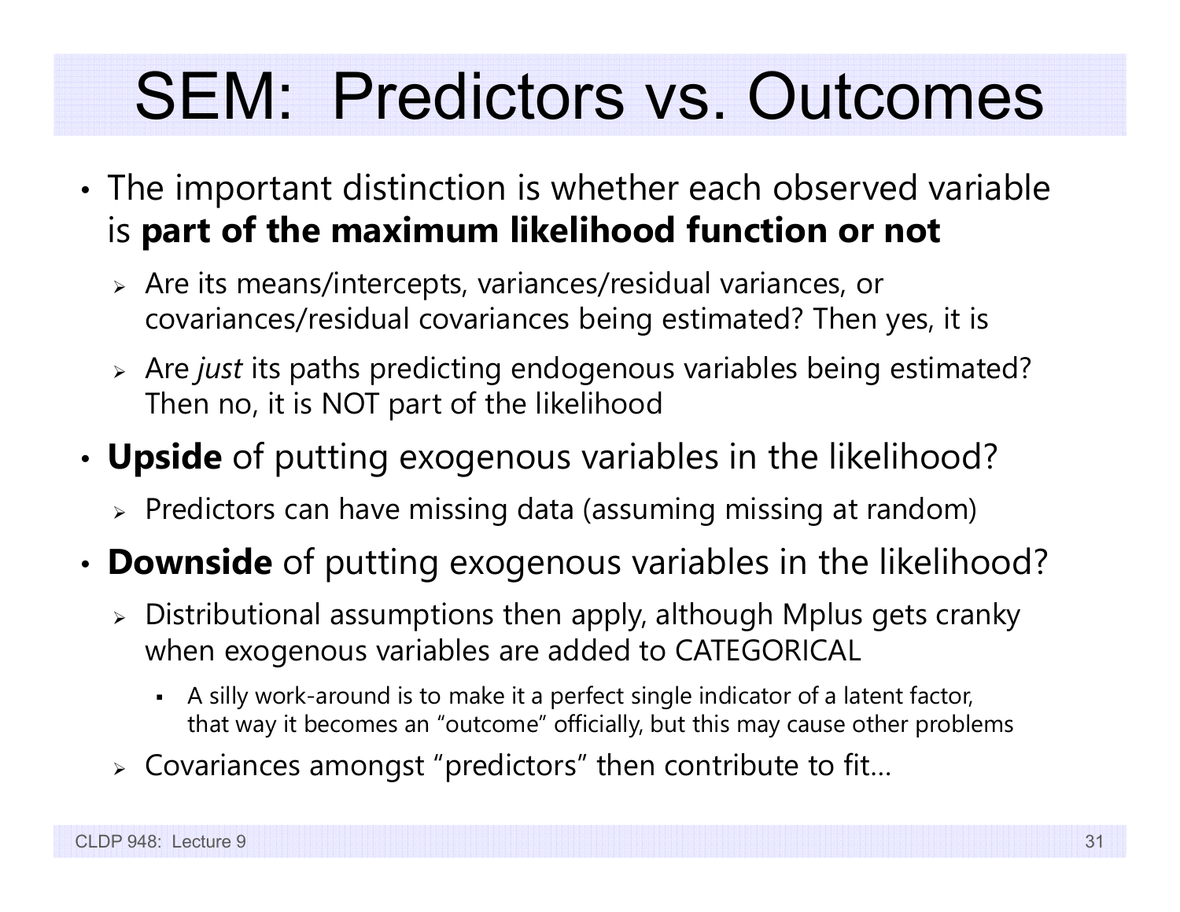# SEM: Predictors vs. Outcomes

- The important distinction is whether each observed variable is **part of the maximum likelihood function or not**
  - Are its means/intercepts, variances/residual variances, or covariances/residual covariances being estimated? Then yes, it is
  - Are *just* its paths predicting endogenous variables being estimated? Then no, it is NOT part of the likelihood
- **Upside** of putting exogenous variables in the likelihood?
  - Predictors can have missing data (assuming missing at random)
- **Downside** of putting exogenous variables in the likelihood?
  - Distributional assumptions then apply, although Mplus gets cranky when exogenous variables are added to CATEGORICAL
    - A silly work-around is to make it a perfect single indicator of a latent factor, that way it becomes an "outcome" officially, but this may cause other problems
  - Covariances amongst "predictors" then contribute to fit…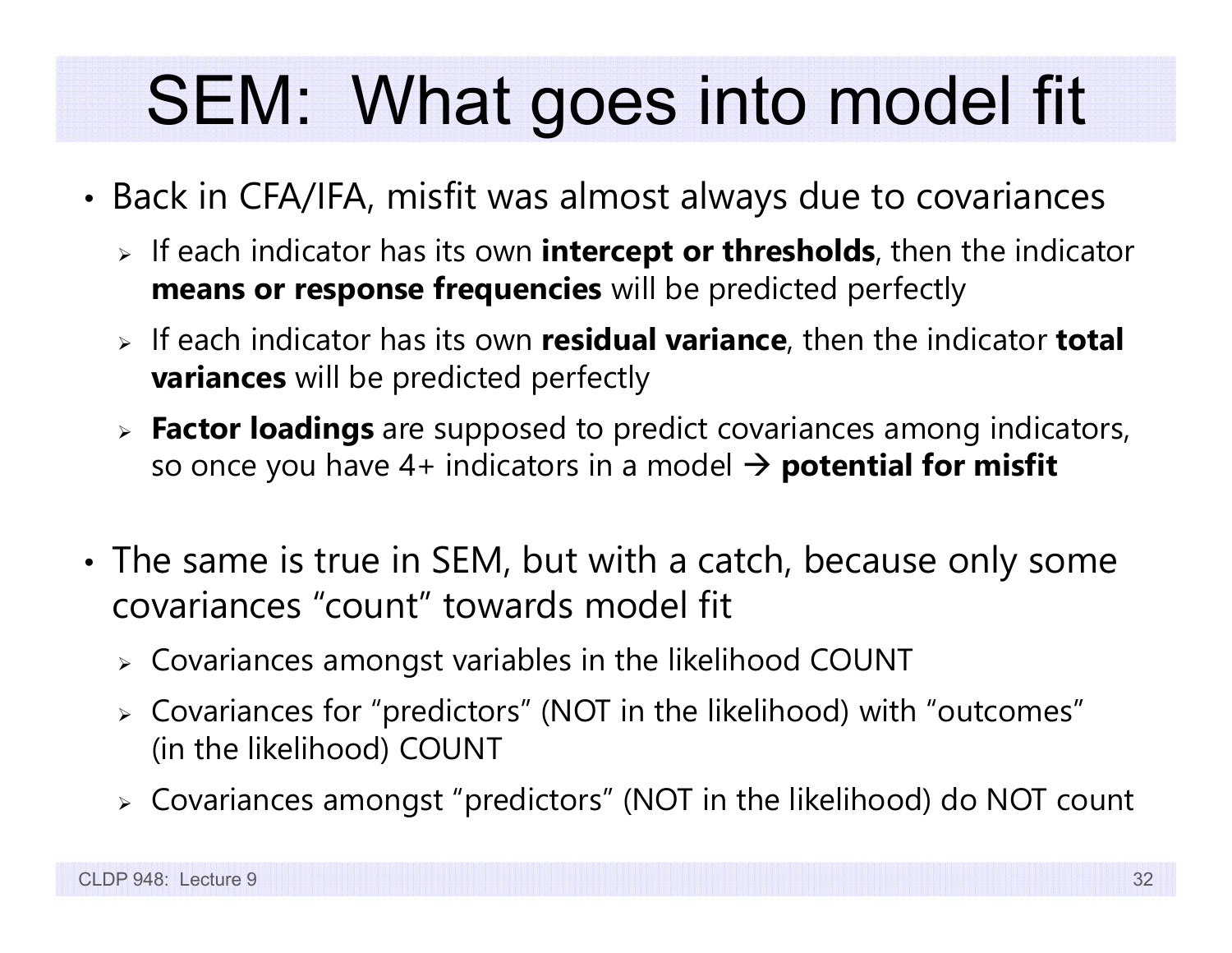# SEM: What goes into model fit

- Back in CFA/IFA, misfit was almost always due to covariances
  - If each indicator has its own **intercept or thresholds**, then the indicator **means or response frequencies** will be predicted perfectly
  - If each indicator has its own **residual variance**, then the indicator **total variances** will be predicted perfectly
  - **Factor loadings** are supposed to predict covariances among indicators, so once you have 4+ indicators in a model → **potential for misfit**

- The same is true in SEM, but with a catch, because only some covariances "count" towards model fit
  - Covariances amongst variables in the likelihood COUNT
  - Covariances for "predictors" (NOT in the likelihood) with "outcomes" (in the likelihood) COUNT
  - Covariances amongst "predictors" (NOT in the likelihood) do NOT count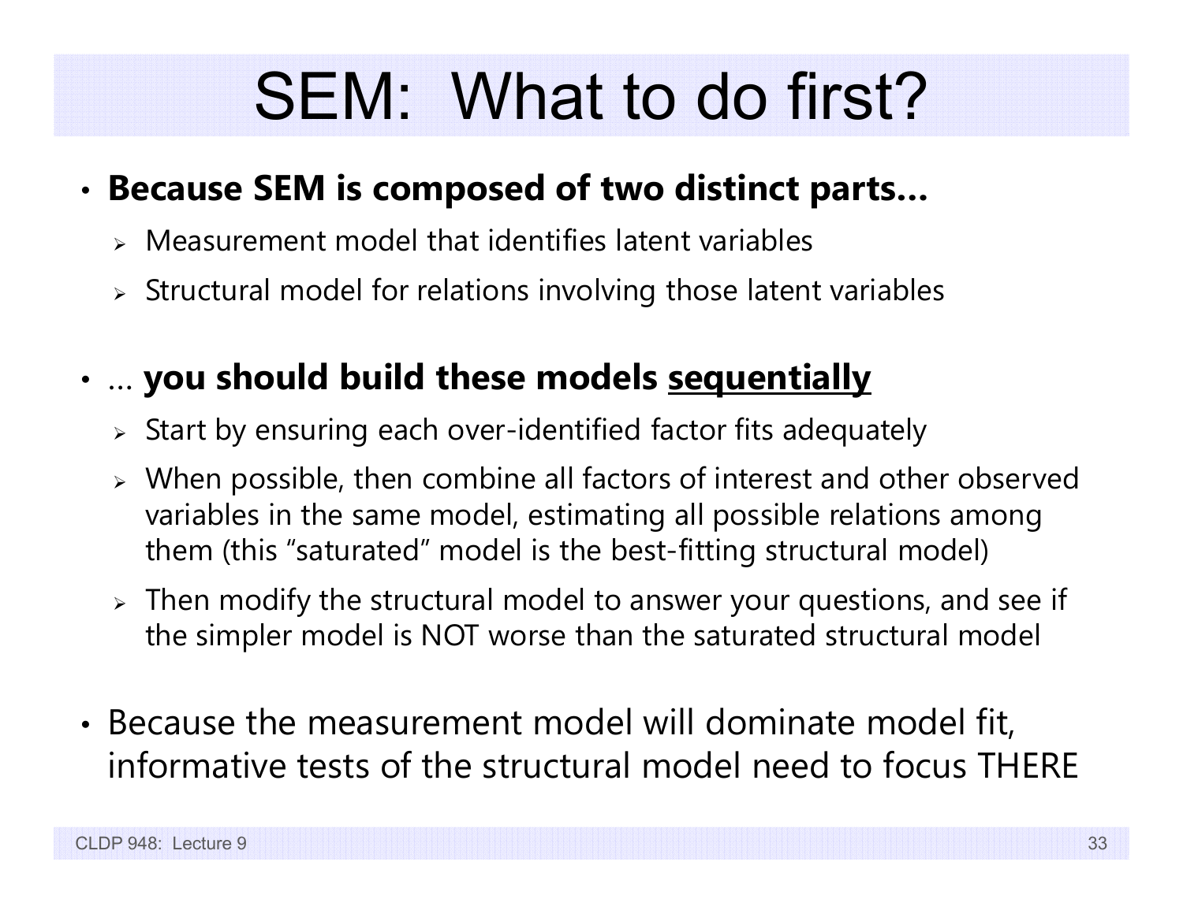# SEM: What to do first?

- **Because SEM is composed of two distinct parts…**
  - Measurement model that identifies latent variables
  - Structural model for relations involving those latent variables

- … **you should build these models <u>sequentially</u>**
  - Start by ensuring each over-identified factor fits adequately
  - When possible, then combine all factors of interest and other observed variables in the same model, estimating all possible relations among them (this "saturated" model is the best-fitting structural model)
  - Then modify the structural model to answer your questions, and see if the simpler model is NOT worse than the saturated structural model

- Because the measurement model will dominate model fit, informative tests of the structural model need to focus THERE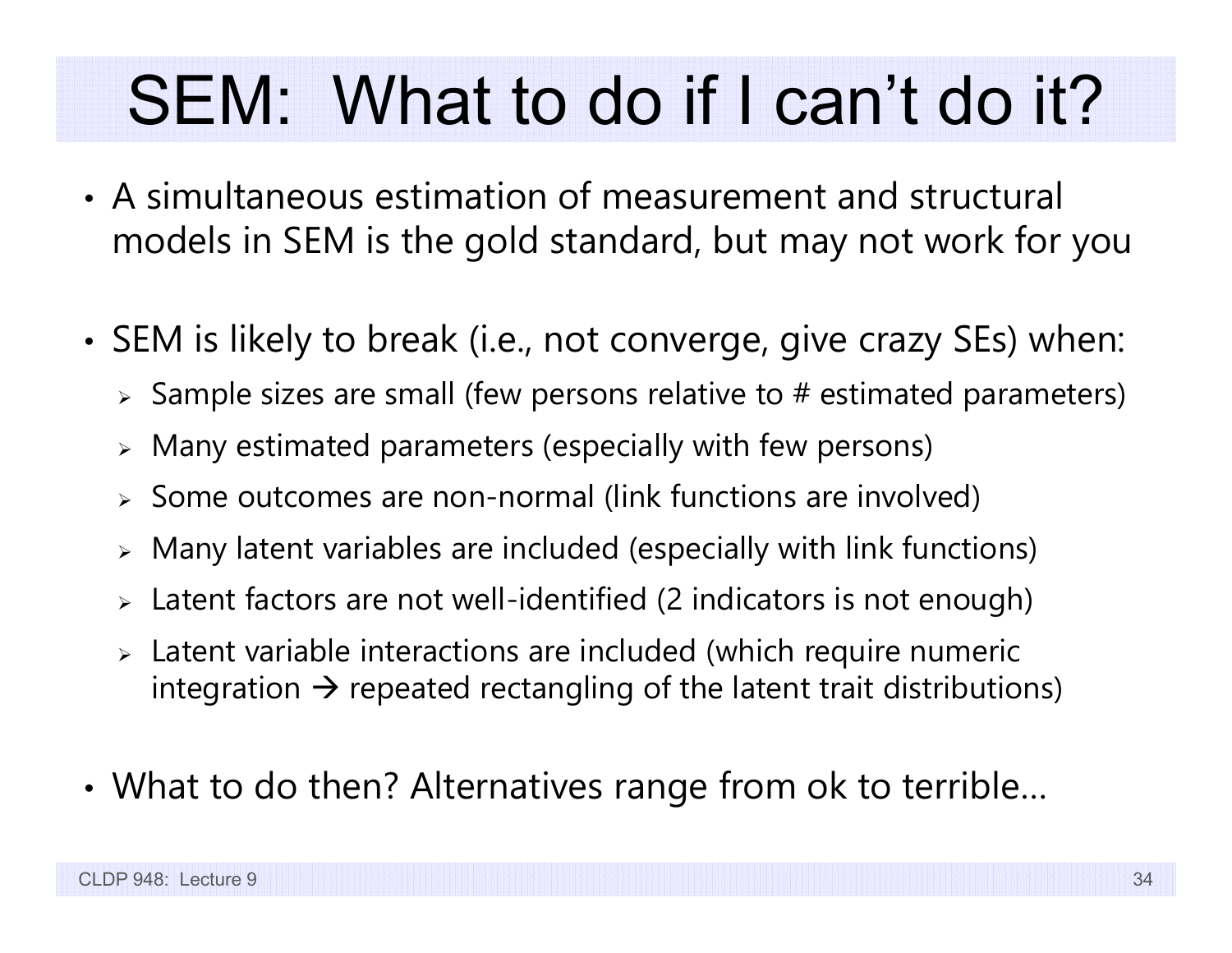# SEM: What to do if I can't do it?

- A simultaneous estimation of measurement and structural models in SEM is the gold standard, but may not work for you

- SEM is likely to break (i.e., not converge, give crazy SEs) when:
  - Sample sizes are small (few persons relative to # estimated parameters)
  - Many estimated parameters (especially with few persons)
  - Some outcomes are non-normal (link functions are involved)
  - Many latent variables are included (especially with link functions)
  - Latent factors are not well-identified (2 indicators is not enough)
  - Latent variable interactions are included (which require numeric integration → repeated rectangling of the latent trait distributions)

- What to do then? Alternatives range from ok to terrible…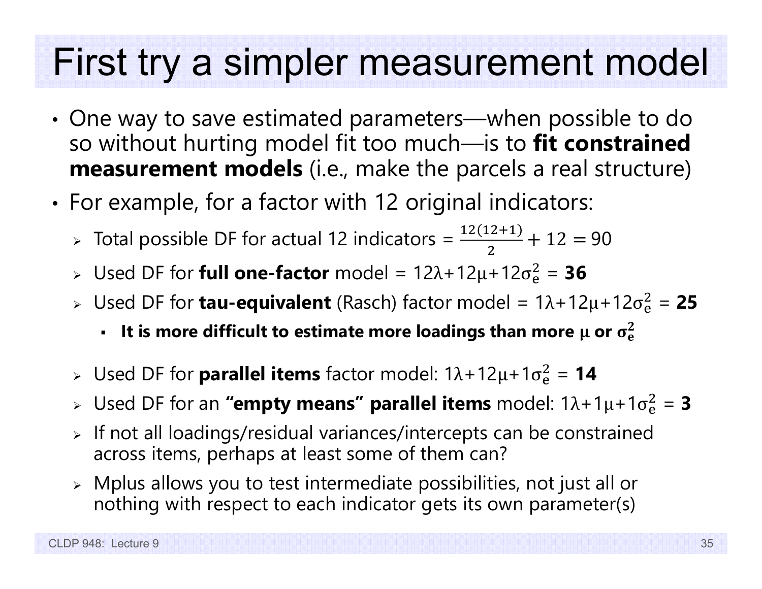# First try a simpler measurement model

- One way to save estimated parameters—when possible to do so without hurting model fit too much—is to **fit constrained measurement models** (i.e., make the parcels a real structure)
- For example, for a factor with 12 original indicators:
  - Total possible DF for actual 12 indicators = $\frac{12(12+1)}{2} + 12 = 90$
  - Used DF for **full one-factor** model = $12\lambda + 12\mu + 12\sigma_e^2$ = **36**
  - Used DF for **tau-equivalent** (Rasch) factor model = $1\lambda + 12\mu + 12\sigma_e^2$ = **25**
    - **It is more difficult to estimate more loadings than more $\mu$ or $\sigma_e^2$**
  - Used DF for **parallel items** factor model: $1\lambda + 12\mu + 1\sigma_e^2$ = **14**
  - Used DF for an **"empty means" parallel items** model: $1\lambda + 1\mu + 1\sigma_e^2$ = **3**
  - If not all loadings/residual variances/intercepts can be constrained across items, perhaps at least some of them can?
  - Mplus allows you to test intermediate possibilities, not just all or nothing with respect to each indicator gets its own parameter(s)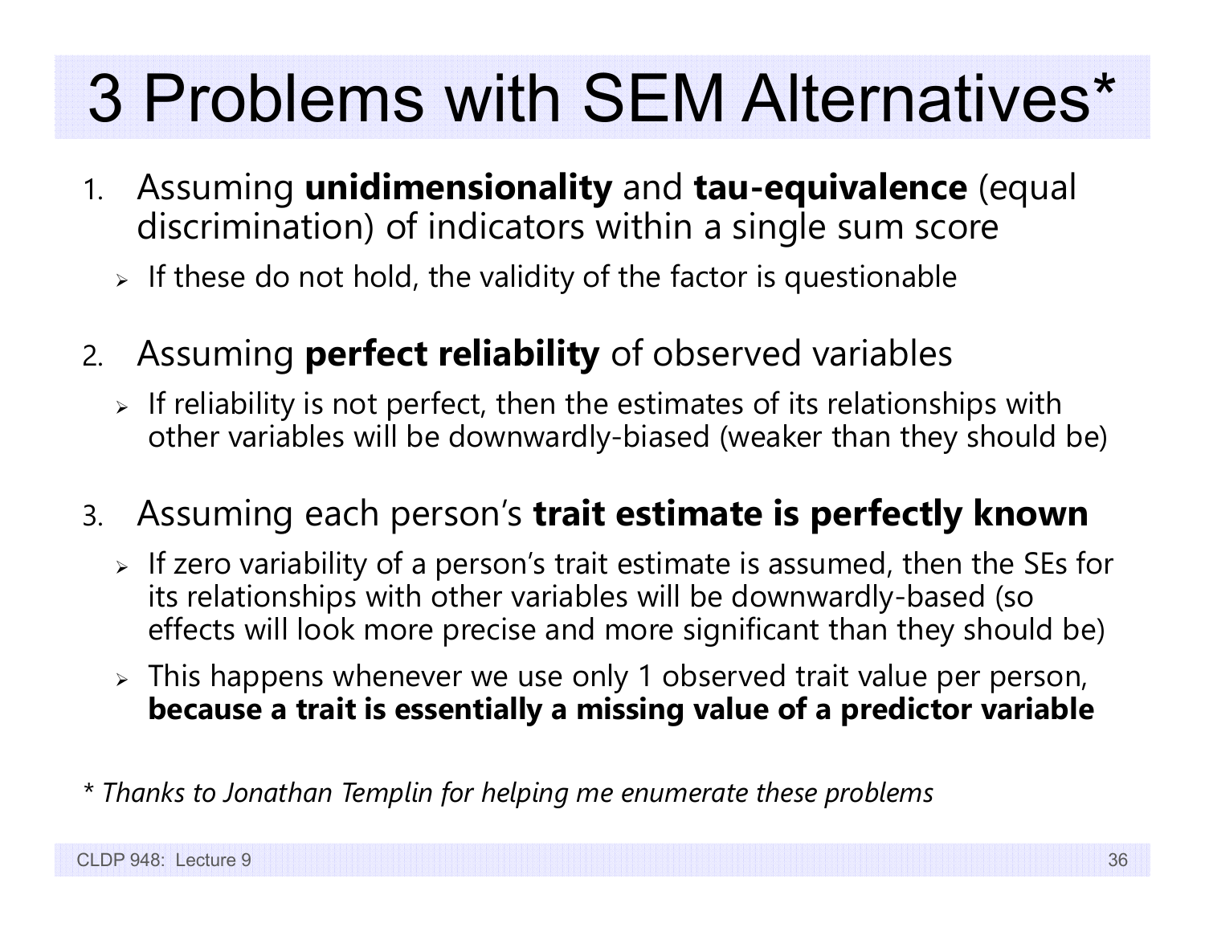# 3 Problems with SEM Alternatives*

1. Assuming **unidimensionality** and **tau-equivalence** (equal discrimination) of indicators within a single sum score
   - If these do not hold, the validity of the factor is questionable

2. Assuming **perfect reliability** of observed variables
   - If reliability is not perfect, then the estimates of its relationships with other variables will be downwardly-biased (weaker than they should be)

3. Assuming each person's **trait estimate is perfectly known**
   - If zero variability of a person's trait estimate is assumed, then the SEs for its relationships with other variables will be downwardly-based (so effects will look more precise and more significant than they should be)
   - This happens whenever we use only 1 observed trait value per person, **because a trait is essentially a missing value of a predictor variable**

*\* Thanks to Jonathan Templin for helping me enumerate these problems*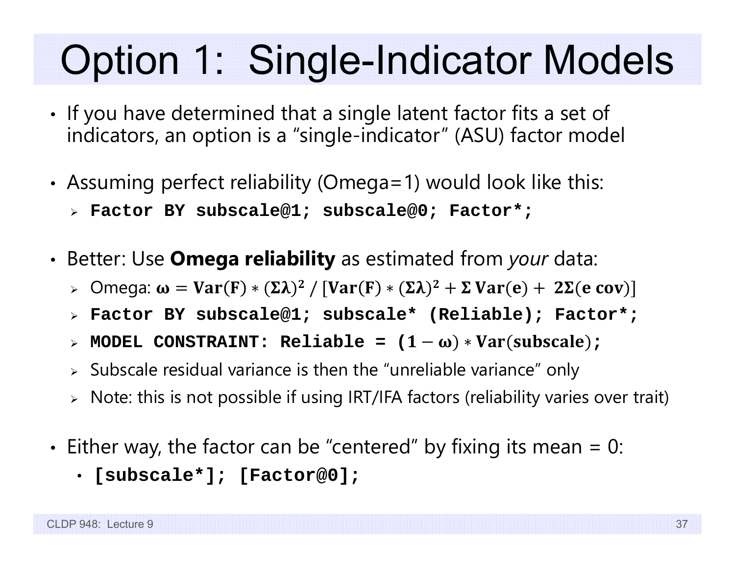# Option 1: Single-Indicator Models

- If you have determined that a single latent factor fits a set of indicators, an option is a "single-indicator" (ASU) factor model
- Assuming perfect reliability (Omega=1) would look like this:
  - **`Factor BY subscale@1; subscale@0; Factor*;`**
- Better: Use **Omega reliability** as estimated from *your* data:
  - Omega: $\boldsymbol{\omega} = \mathbf{Var(F)} * (\boldsymbol{\Sigma\lambda})^2 \,/\, [\mathbf{Var(F)} * (\boldsymbol{\Sigma\lambda})^2 + \boldsymbol{\Sigma}\,\mathbf{Var(e)} + \mathbf{2\Sigma(e\ cov)}]$
  - **`Factor BY subscale@1; subscale* (Reliable); Factor*;`**
  - **`MODEL CONSTRAINT: Reliable =`** $\mathbf{(1-\boldsymbol{\omega}) * Var(subscale)}$**`;`**
  - Subscale residual variance is then the "unreliable variance" only
  - Note: this is not possible if using IRT/IFA factors (reliability varies over trait)
- Either way, the factor can be "centered" by fixing its mean = 0:
  - **`[subscale*]; [Factor@0];`**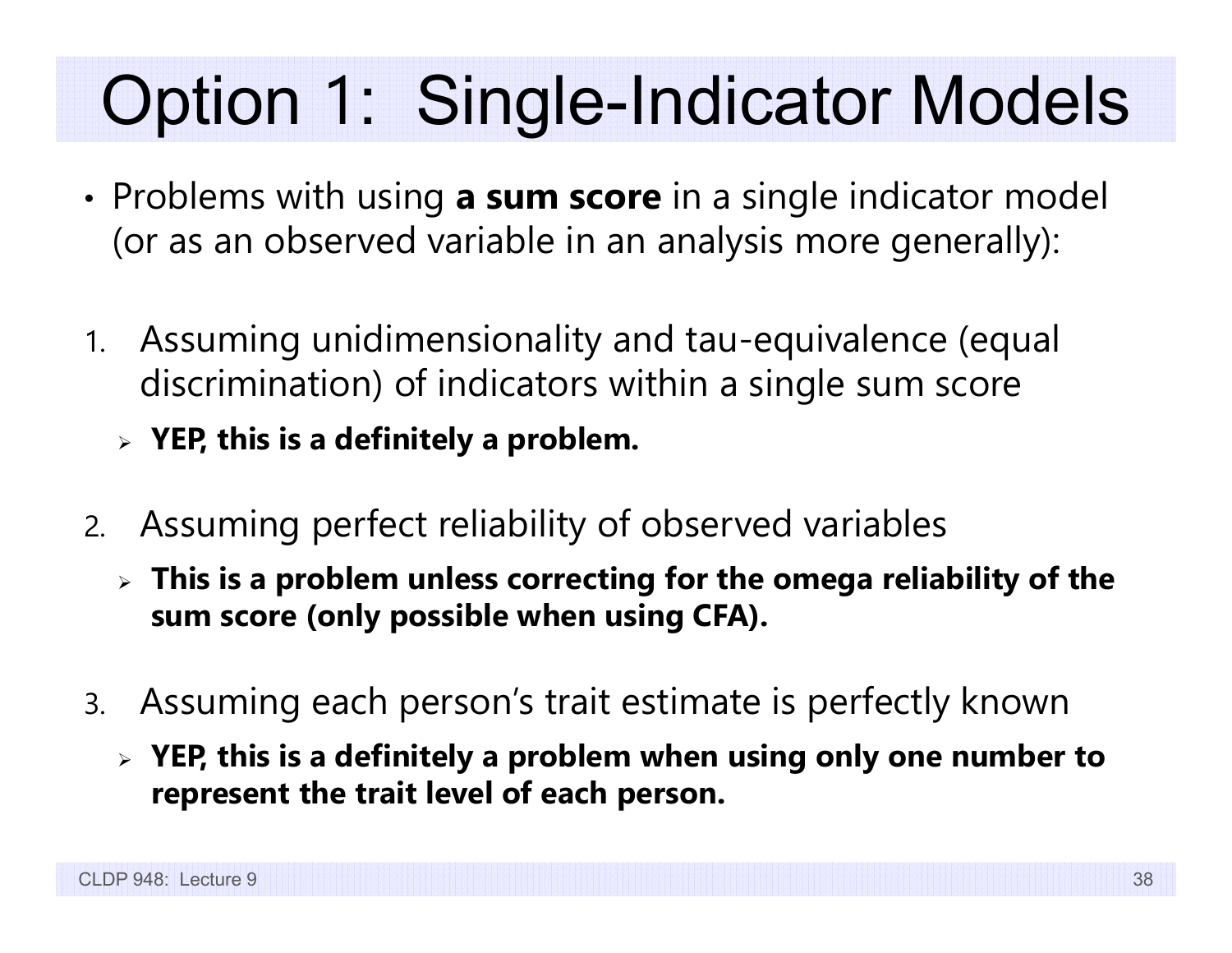# Option 1: Single-Indicator Models

- Problems with using **a sum score** in a single indicator model (or as an observed variable in an analysis more generally):

1. Assuming unidimensionality and tau-equivalence (equal discrimination) of indicators within a single sum score
   - **YEP, this is a definitely a problem.**

2. Assuming perfect reliability of observed variables
   - **This is a problem unless correcting for the omega reliability of the sum score (only possible when using CFA).**

3. Assuming each person's trait estimate is perfectly known
   - **YEP, this is a definitely a problem when using only one number to represent the trait level of each person.**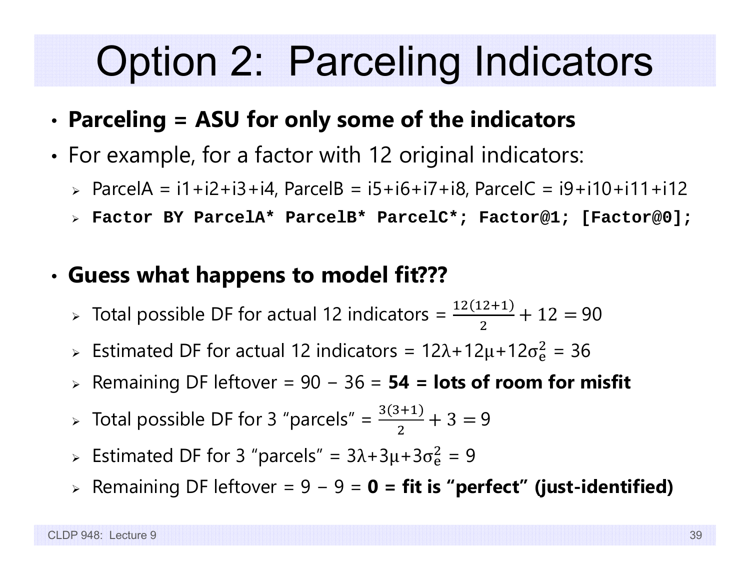# Option 2: Parceling Indicators

- **Parceling = ASU for only some of the indicators**
- For example, for a factor with 12 original indicators:
  - ParcelA = i1+i2+i3+i4, ParcelB = i5+i6+i7+i8, ParcelC = i9+i10+i11+i12
  - `Factor BY ParcelA* ParcelB* ParcelC*; Factor@1; [Factor@0];`

- **Guess what happens to model fit???**
  - Total possible DF for actual 12 indicators = $\frac{12(12+1)}{2} + 12 = 90$
  - Estimated DF for actual 12 indicators = $12\lambda + 12\mu + 12\sigma_e^2 = 36$
  - Remaining DF leftover = 90 − 36 = **54 = lots of room for misfit**
  - Total possible DF for 3 "parcels" = $\frac{3(3+1)}{2} + 3 = 9$
  - Estimated DF for 3 "parcels" = $3\lambda + 3\mu + 3\sigma_e^2 = 9$
  - Remaining DF leftover = 9 − 9 = **0 = fit is "perfect" (just-identified)**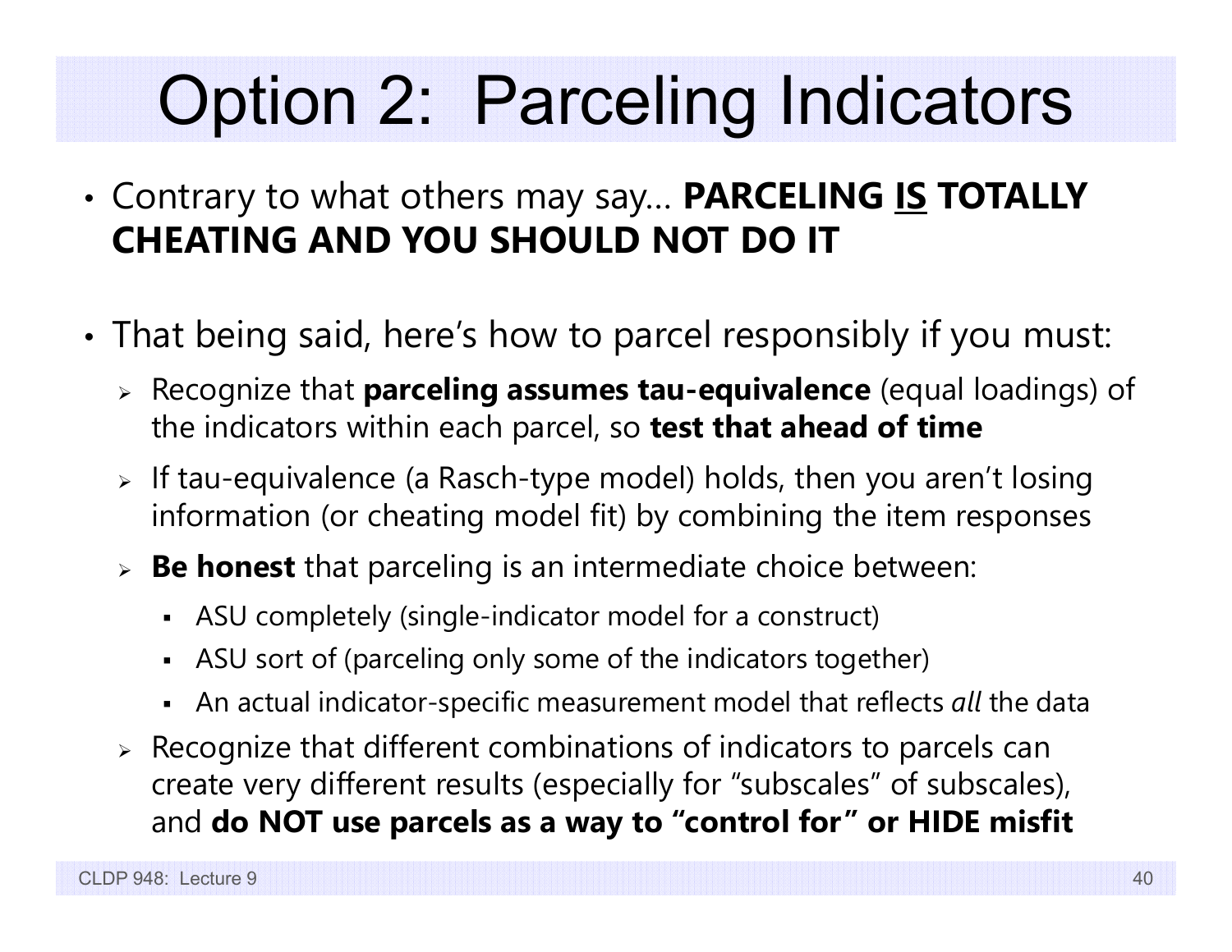# Option 2: Parceling Indicators

- Contrary to what others may say… **PARCELING <u>IS</u> TOTALLY CHEATING AND YOU SHOULD NOT DO IT**

- That being said, here's how to parcel responsibly if you must:
  - Recognize that **parceling assumes tau-equivalence** (equal loadings) of the indicators within each parcel, so **test that ahead of time**
  - If tau-equivalence (a Rasch-type model) holds, then you aren't losing information (or cheating model fit) by combining the item responses
  - **Be honest** that parceling is an intermediate choice between:
    - ASU completely (single-indicator model for a construct)
    - ASU sort of (parceling only some of the indicators together)
    - An actual indicator-specific measurement model that reflects *all* the data
  - Recognize that different combinations of indicators to parcels can create very different results (especially for "subscales" of subscales), and **do NOT use parcels as a way to "control for" or HIDE misfit**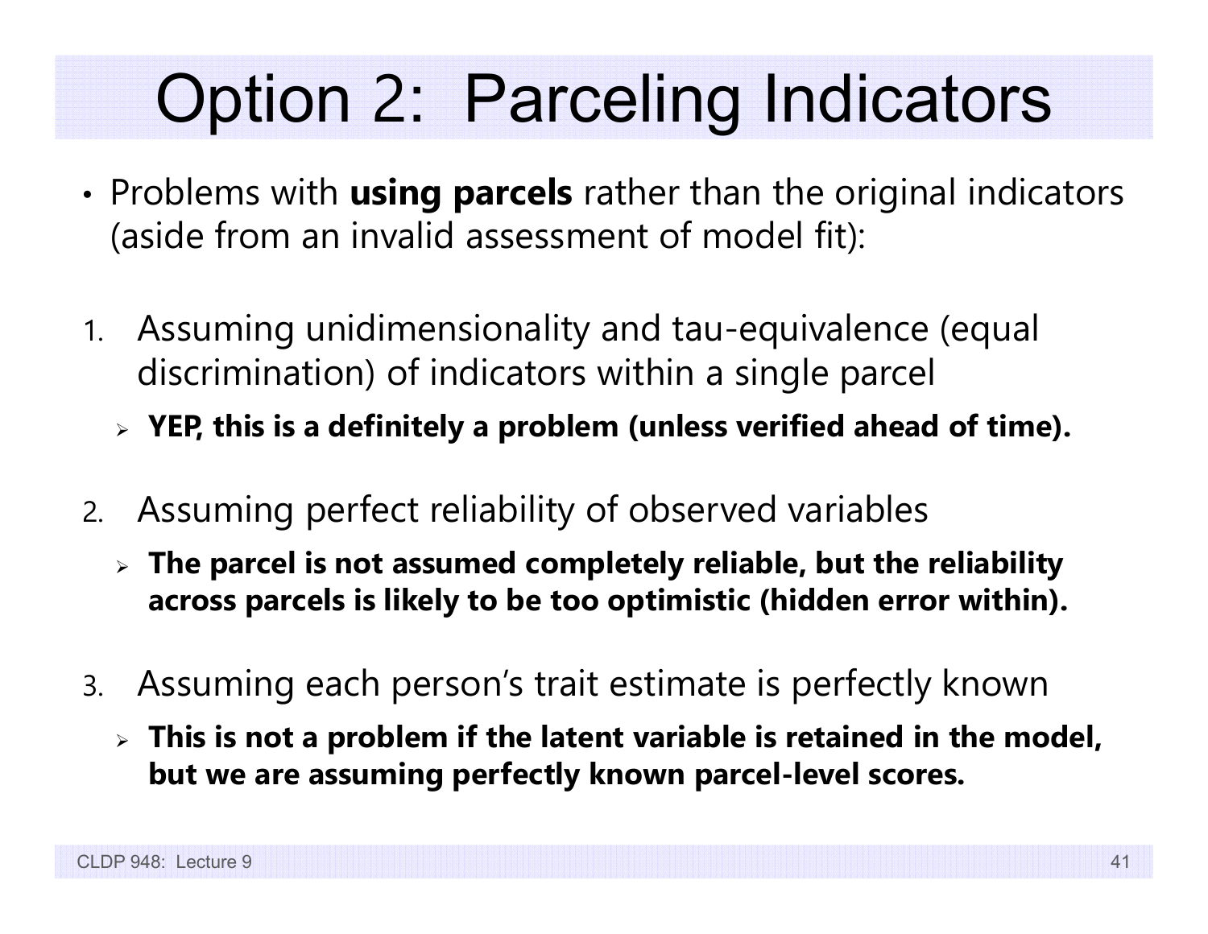# Option 2: Parceling Indicators

- Problems with **using parcels** rather than the original indicators (aside from an invalid assessment of model fit):

1. Assuming unidimensionality and tau-equivalence (equal discrimination) of indicators within a single parcel
   - **YEP, this is a definitely a problem (unless verified ahead of time).**

2. Assuming perfect reliability of observed variables
   - **The parcel is not assumed completely reliable, but the reliability across parcels is likely to be too optimistic (hidden error within).**

3. Assuming each person's trait estimate is perfectly known
   - **This is not a problem if the latent variable is retained in the model, but we are assuming perfectly known parcel-level scores.**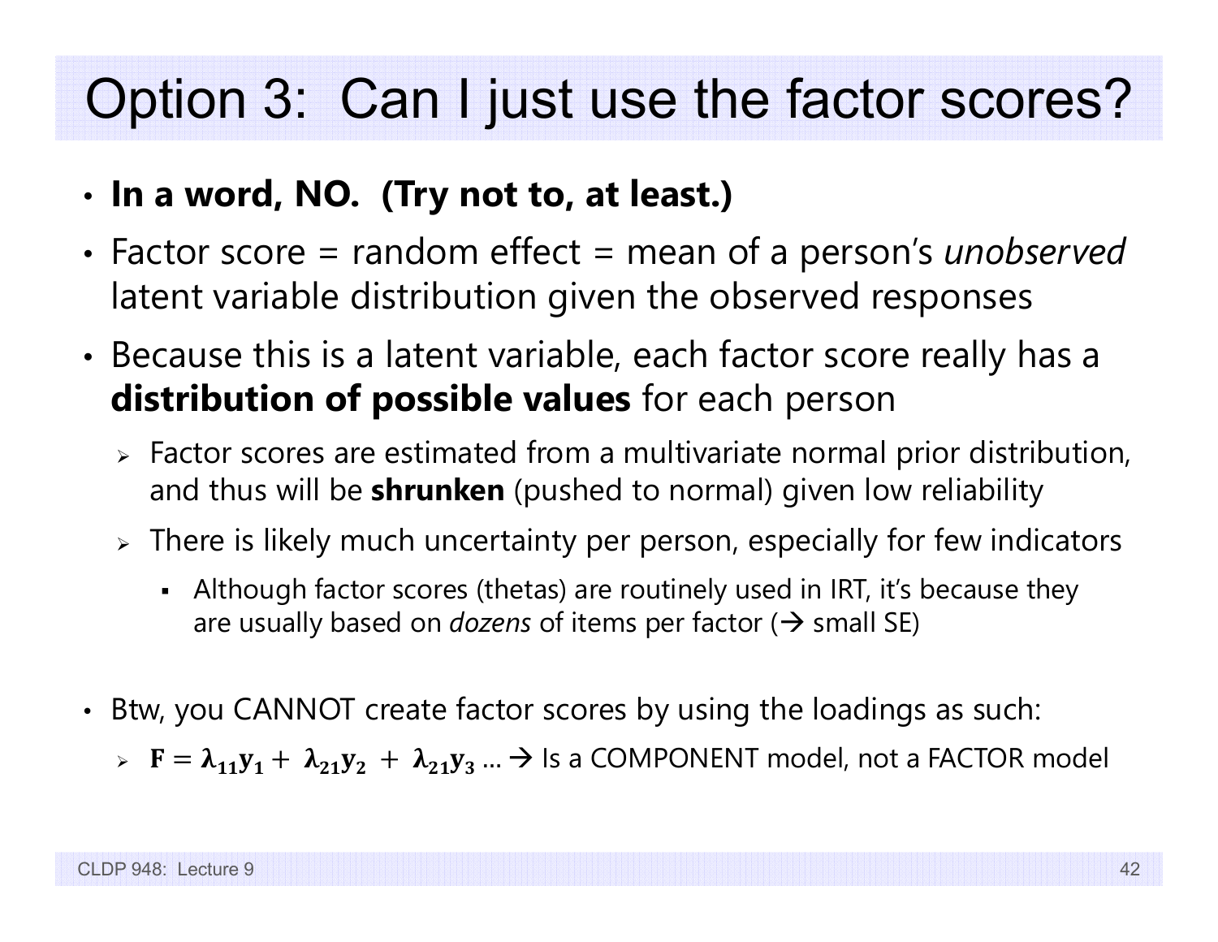# Option 3: Can I just use the factor scores?

- **In a word, NO. (Try not to, at least.)**
- Factor score = random effect = mean of a person's *unobserved* latent variable distribution given the observed responses
- Because this is a latent variable, each factor score really has a **distribution of possible values** for each person
  - Factor scores are estimated from a multivariate normal prior distribution, and thus will be **shrunken** (pushed to normal) given low reliability
  - There is likely much uncertainty per person, especially for few indicators
    - Although factor scores (thetas) are routinely used in IRT, it's because they are usually based on *dozens* of items per factor (→ small SE)
- Btw, you CANNOT create factor scores by using the loadings as such:
  - $\mathbf{F} = \boldsymbol{\lambda}_{11}\mathbf{y}_1 + \boldsymbol{\lambda}_{21}\mathbf{y}_2 + \boldsymbol{\lambda}_{21}\mathbf{y}_3 \ldots$ → Is a COMPONENT model, not a FACTOR model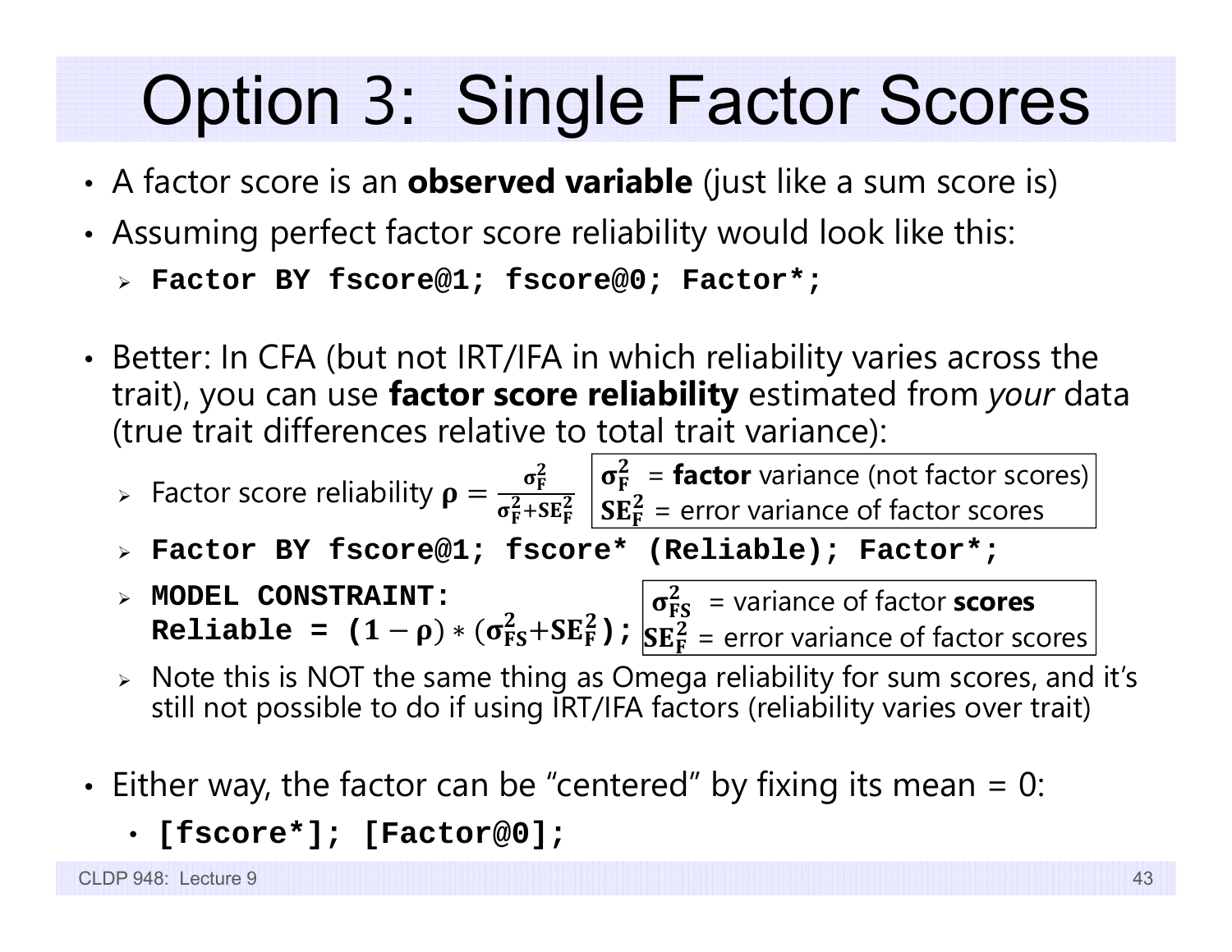# Option 3: Single Factor Scores

- A factor score is an **observed variable** (just like a sum score is)
- Assuming perfect factor score reliability would look like this:
  - `Factor BY fscore@1; fscore@0; Factor*;`

- Better: In CFA (but not IRT/IFA in which reliability varies across the trait), you can use **factor score reliability** estimated from *your* data (true trait differences relative to total trait variance):
  - Factor score reliability $\boldsymbol{\rho} = \frac{\boldsymbol{\sigma}_{\mathbf{F}}^{2}}{\boldsymbol{\sigma}_{\mathbf{F}}^{2} + \mathbf{SE}_{\mathbf{F}}^{2}}$
    - $\boldsymbol{\sigma}_{\mathbf{F}}^{2}$ = **factor** variance (not factor scores)
    - $\mathbf{SE}_{\mathbf{F}}^{2}$ = error variance of factor scores
  - `Factor BY fscore@1; fscore* (Reliable); Factor*;`
  - **MODEL CONSTRAINT:** 
    **Reliable = $(\mathbf{1} - \boldsymbol{\rho}) * (\boldsymbol{\sigma}_{\mathbf{FS}}^{2} + \mathbf{SE}_{\mathbf{F}}^{2})$;**
    - $\boldsymbol{\sigma}_{\mathbf{FS}}^{2}$ = variance of factor **scores**
    - $\mathbf{SE}_{\mathbf{F}}^{2}$ = error variance of factor scores
  - Note this is NOT the same thing as Omega reliability for sum scores, and it's still not possible to do if using IRT/IFA factors (reliability varies over trait)

- Either way, the factor can be "centered" by fixing its mean = 0:
  - `[fscore*]; [Factor@0];`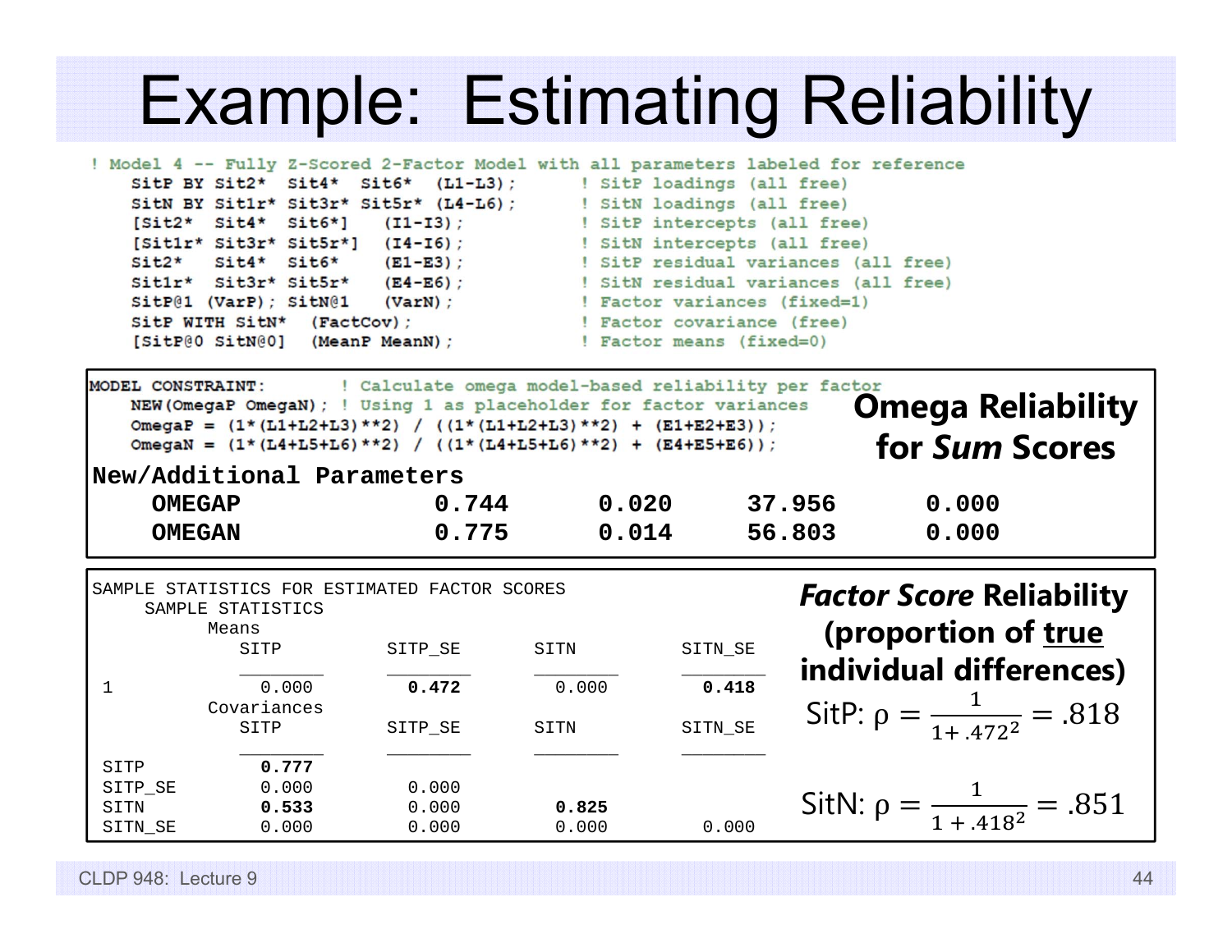# Example: Estimating Reliability

```
! Model 4 -- Fully Z-Scored 2-Factor Model with all parameters labeled for reference
   SitP BY Sit2*  Sit4*  Sit6*  (L1-L3);       ! SitP loadings (all free)
   SitN BY Sit1r* Sit3r* Sit5r* (L4-L6);       ! SitN loadings (all free)
   [Sit2*  Sit4*  Sit6*]    (I1-I3);           ! SitP intercepts (all free)
   [Sit1r* Sit3r* Sit5r*]   (I4-I6);           ! SitN intercepts (all free)
   Sit2*   Sit4*  Sit6*     (E1-E3);           ! SitP residual variances (all free)
   Sit1r*  Sit3r* Sit5r*    (E4-E6);           ! SitN residual variances (all free)
   SitP@1 (VarP); SitN@1    (VarN);            ! Factor variances (fixed=1)
   SitP WITH SitN*   (FactCov);                ! Factor covariance (free)
   [SitP@0 SitN@0]   (MeanP MeanN);            ! Factor means (fixed=0)
```

**Omega Reliability for *Sum* Scores**

```
MODEL CONSTRAINT:         ! Calculate omega model-based reliability per factor
   NEW(OmegaP OmegaN); ! Using 1 as placeholder for factor variances
   OmegaP = (1*(L1+L2+L3)**2) / ((1*(L1+L2+L3)**2) + (E1+E2+E3));
   OmegaN = (1*(L4+L5+L6)**2) / ((1*(L4+L5+L6)**2) + (E4+E5+E6));
New/Additional Parameters
    OMEGAP               0.744      0.020      37.956      0.000
    OMEGAN               0.775      0.014      56.803      0.000
```

**Factor Score Reliability (proportion of true individual differences)**

```
SAMPLE STATISTICS FOR ESTIMATED FACTOR SCORES
     SAMPLE STATISTICS
           Means
              SITP          SITP_SE       SITN          SITN_SE
              ________      ________      ________      ________
 1              0.000         0.472         0.000         0.418
           Covariances
              SITP          SITP_SE       SITN          SITN_SE
              ________      ________      ________      ________
 SITP           0.777
 SITP_SE        0.000         0.000
 SITN           0.533         0.000         0.825
 SITN_SE        0.000         0.000         0.000         0.000
```

SitP: $\rho = \dfrac{1}{1 + .472^2} = .818$

SitN: $\rho = \dfrac{1}{1 + .418^2} = .851$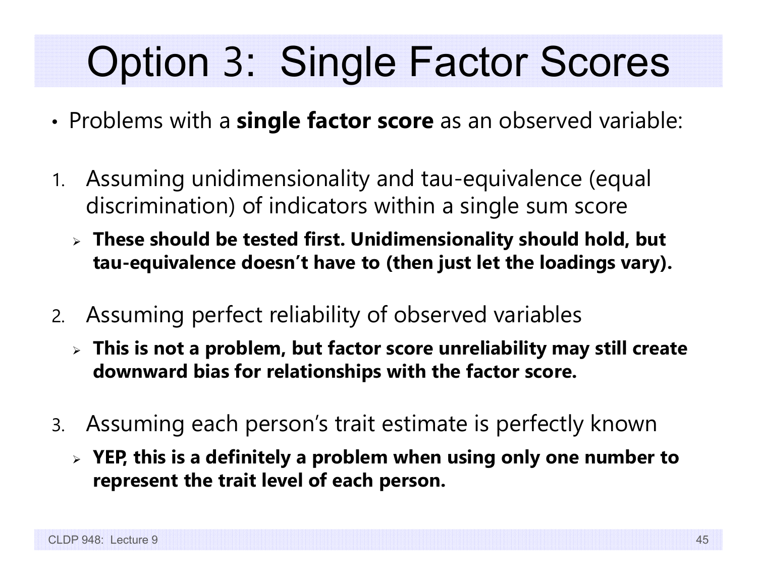# Option 3: Single Factor Scores

- Problems with a **single factor score** as an observed variable:

1. Assuming unidimensionality and tau-equivalence (equal discrimination) of indicators within a single sum score
   - **These should be tested first. Unidimensionality should hold, but tau-equivalence doesn't have to (then just let the loadings vary).**

2. Assuming perfect reliability of observed variables
   - **This is not a problem, but factor score unreliability may still create downward bias for relationships with the factor score.**

3. Assuming each person's trait estimate is perfectly known
   - **YEP, this is a definitely a problem when using only one number to represent the trait level of each person.**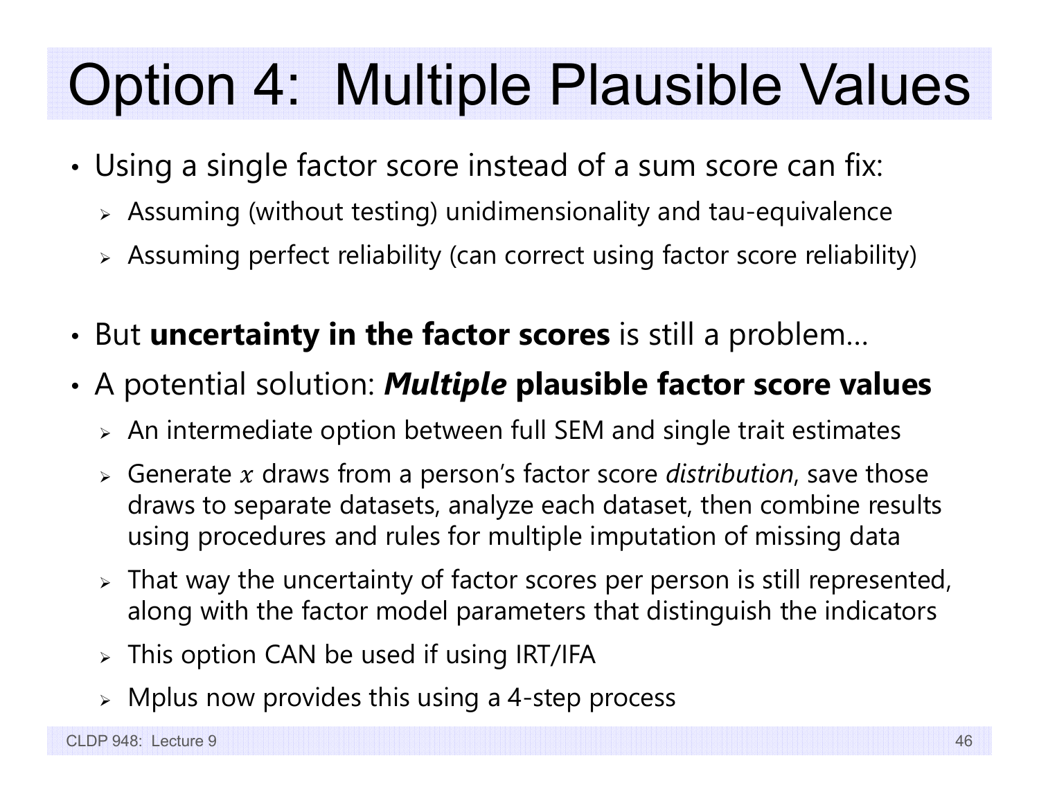# Option 4: Multiple Plausible Values

- Using a single factor score instead of a sum score can fix:
  - Assuming (without testing) unidimensionality and tau-equivalence
  - Assuming perfect reliability (can correct using factor score reliability)

- But **uncertainty in the factor scores** is still a problem…
- A potential solution: ***Multiple*** **plausible factor score values**
  - An intermediate option between full SEM and single trait estimates
  - Generate $x$ draws from a person's factor score *distribution*, save those draws to separate datasets, analyze each dataset, then combine results using procedures and rules for multiple imputation of missing data
  - That way the uncertainty of factor scores per person is still represented, along with the factor model parameters that distinguish the indicators
  - This option CAN be used if using IRT/IFA
  - Mplus now provides this using a 4-step process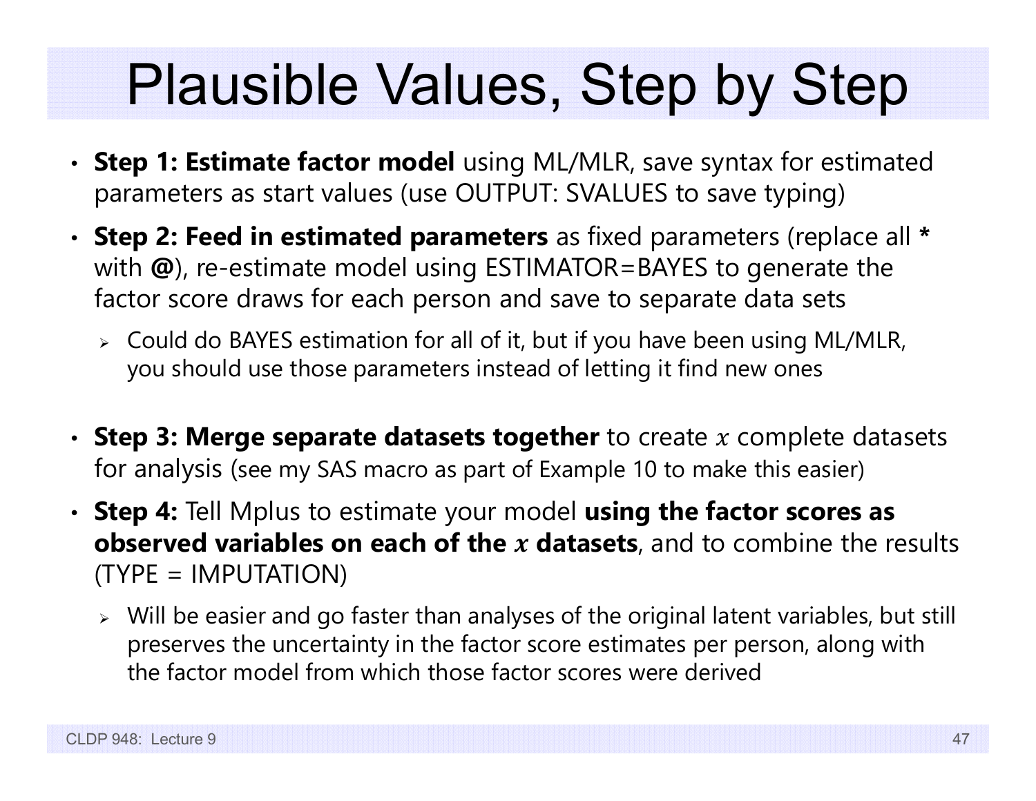# Plausible Values, Step by Step

- **Step 1: Estimate factor model** using ML/MLR, save syntax for estimated parameters as start values (use OUTPUT: SVALUES to save typing)
- **Step 2: Feed in estimated parameters** as fixed parameters (replace all **\*** with **@**), re-estimate model using ESTIMATOR=BAYES to generate the factor score draws for each person and save to separate data sets
  - Could do BAYES estimation for all of it, but if you have been using ML/MLR, you should use those parameters instead of letting it find new ones
- **Step 3: Merge separate datasets together** to create $x$ complete datasets for analysis (see my SAS macro as part of Example 10 to make this easier)
- **Step 4:** Tell Mplus to estimate your model **using the factor scores as observed variables on each of the $x$ datasets**, and to combine the results (TYPE = IMPUTATION)
  - Will be easier and go faster than analyses of the original latent variables, but still preserves the uncertainty in the factor score estimates per person, along with the factor model from which those factor scores were derived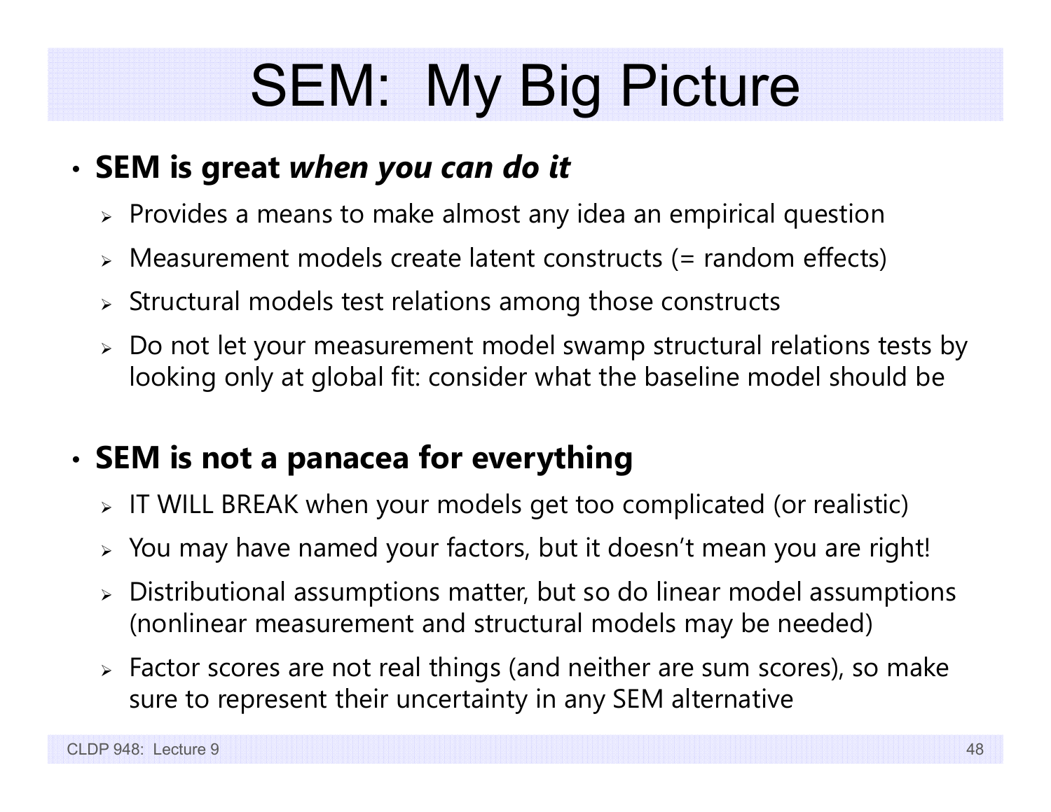# SEM: My Big Picture

- **SEM is great *when you can do it***
  - Provides a means to make almost any idea an empirical question
  - Measurement models create latent constructs (= random effects)
  - Structural models test relations among those constructs
  - Do not let your measurement model swamp structural relations tests by looking only at global fit: consider what the baseline model should be

- **SEM is not a panacea for everything**
  - IT WILL BREAK when your models get too complicated (or realistic)
  - You may have named your factors, but it doesn't mean you are right!
  - Distributional assumptions matter, but so do linear model assumptions (nonlinear measurement and structural models may be needed)
  - Factor scores are not real things (and neither are sum scores), so make sure to represent their uncertainty in any SEM alternative